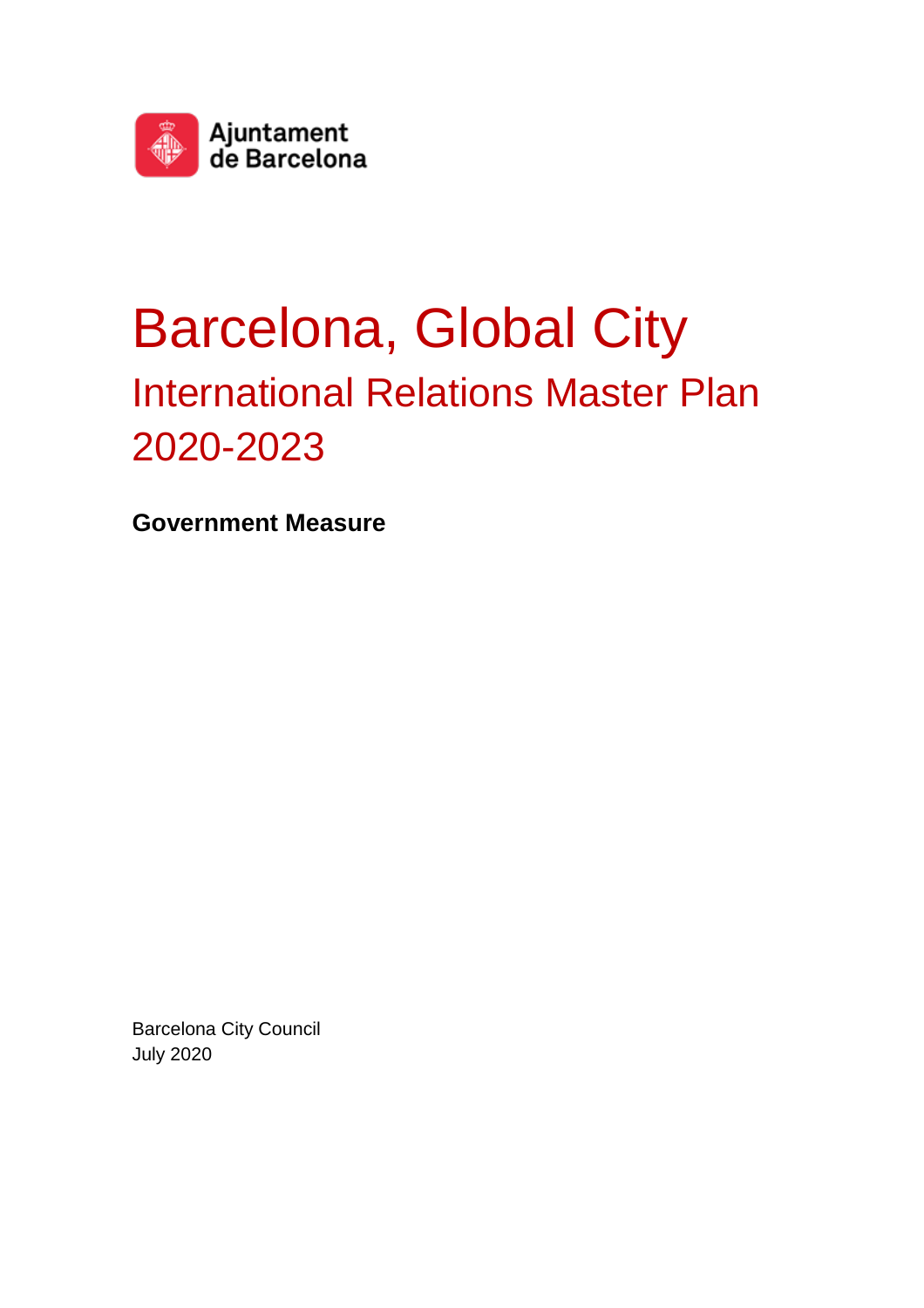Ajuntament de Barcelona

# Barcelona, Global City

## International Relations Master Plan 2020-2023

**Government Measure**

Barcelona City Council
July 2020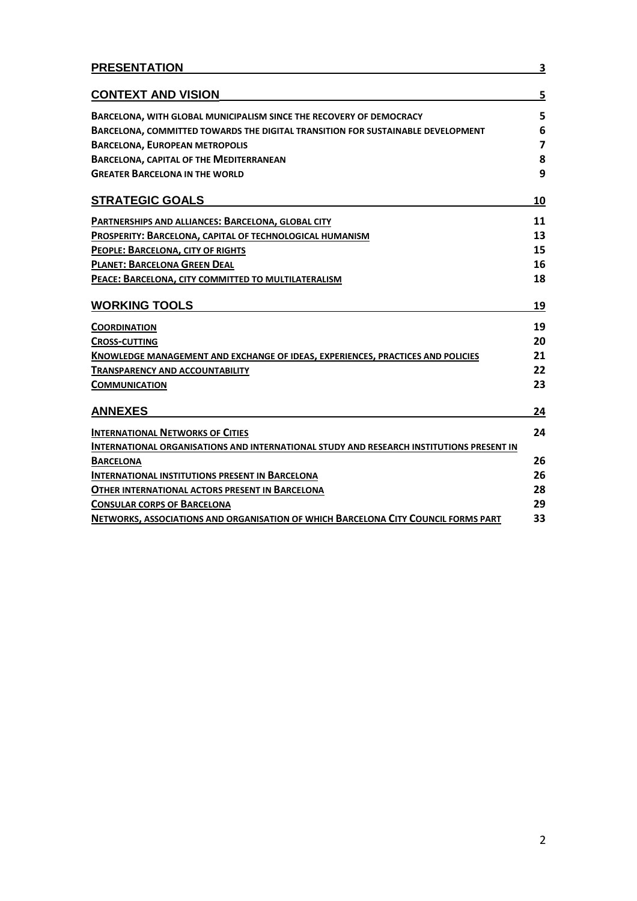| | |
|---|---|
| **PRESENTATION** | **3** |
| **CONTEXT AND VISION** | **5** |
| **BARCELONA, WITH GLOBAL MUNICIPALISM SINCE THE RECOVERY OF DEMOCRACY** | **5** |
| **BARCELONA, COMMITTED TOWARDS THE DIGITAL TRANSITION FOR SUSTAINABLE DEVELOPMENT** | **6** |
| **BARCELONA, EUROPEAN METROPOLIS** | **7** |
| **BARCELONA, CAPITAL OF THE MEDITERRANEAN** | **8** |
| **GREATER BARCELONA IN THE WORLD** | **9** |
| **STRATEGIC GOALS** | **10** |
| **PARTNERSHIPS AND ALLIANCES: BARCELONA, GLOBAL CITY** | **11** |
| **PROSPERITY: BARCELONA, CAPITAL OF TECHNOLOGICAL HUMANISM** | **13** |
| **PEOPLE: BARCELONA, CITY OF RIGHTS** | **15** |
| **PLANET: BARCELONA GREEN DEAL** | **16** |
| **PEACE: BARCELONA, CITY COMMITTED TO MULTILATERALISM** | **18** |
| **WORKING TOOLS** | **19** |
| **COORDINATION** | **19** |
| **CROSS-CUTTING** | **20** |
| **KNOWLEDGE MANAGEMENT AND EXCHANGE OF IDEAS, EXPERIENCES, PRACTICES AND POLICIES** | **21** |
| **TRANSPARENCY AND ACCOUNTABILITY** | **22** |
| **COMMUNICATION** | **23** |
| **ANNEXES** | **24** |
| **INTERNATIONAL NETWORKS OF CITIES** | **24** |
| **INTERNATIONAL ORGANISATIONS AND INTERNATIONAL STUDY AND RESEARCH INSTITUTIONS PRESENT IN BARCELONA** | **26** |
| **INTERNATIONAL INSTITUTIONS PRESENT IN BARCELONA** | **26** |
| **OTHER INTERNATIONAL ACTORS PRESENT IN BARCELONA** | **28** |
| **CONSULAR CORPS OF BARCELONA** | **29** |
| **NETWORKS, ASSOCIATIONS AND ORGANISATION OF WHICH BARCELONA CITY COUNCIL FORMS PART** | **33** |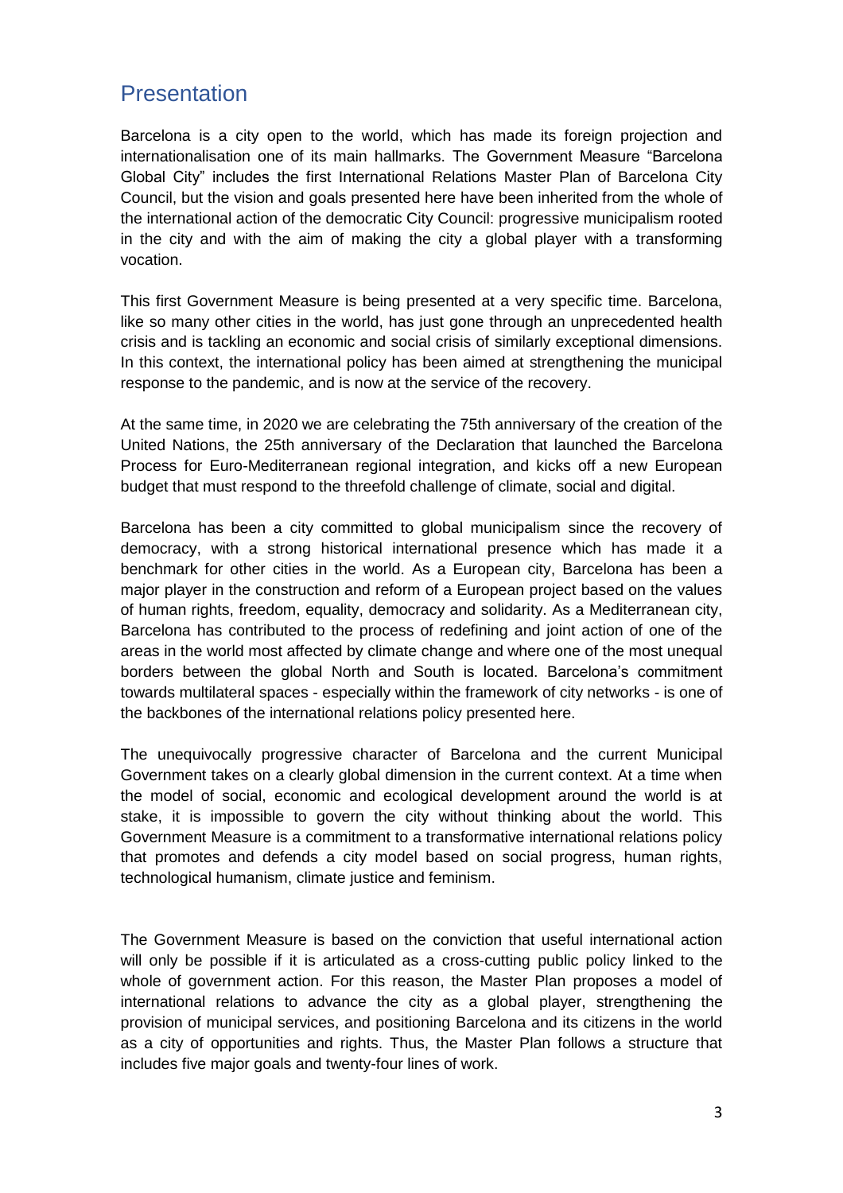## Presentation

Barcelona is a city open to the world, which has made its foreign projection and internationalisation one of its main hallmarks. The Government Measure "Barcelona Global City" includes the first International Relations Master Plan of Barcelona City Council, but the vision and goals presented here have been inherited from the whole of the international action of the democratic City Council: progressive municipalism rooted in the city and with the aim of making the city a global player with a transforming vocation.

This first Government Measure is being presented at a very specific time. Barcelona, like so many other cities in the world, has just gone through an unprecedented health crisis and is tackling an economic and social crisis of similarly exceptional dimensions. In this context, the international policy has been aimed at strengthening the municipal response to the pandemic, and is now at the service of the recovery.

At the same time, in 2020 we are celebrating the 75th anniversary of the creation of the United Nations, the 25th anniversary of the Declaration that launched the Barcelona Process for Euro-Mediterranean regional integration, and kicks off a new European budget that must respond to the threefold challenge of climate, social and digital.

Barcelona has been a city committed to global municipalism since the recovery of democracy, with a strong historical international presence which has made it a benchmark for other cities in the world. As a European city, Barcelona has been a major player in the construction and reform of a European project based on the values of human rights, freedom, equality, democracy and solidarity. As a Mediterranean city, Barcelona has contributed to the process of redefining and joint action of one of the areas in the world most affected by climate change and where one of the most unequal borders between the global North and South is located. Barcelona's commitment towards multilateral spaces - especially within the framework of city networks - is one of the backbones of the international relations policy presented here.

The unequivocally progressive character of Barcelona and the current Municipal Government takes on a clearly global dimension in the current context. At a time when the model of social, economic and ecological development around the world is at stake, it is impossible to govern the city without thinking about the world. This Government Measure is a commitment to a transformative international relations policy that promotes and defends a city model based on social progress, human rights, technological humanism, climate justice and feminism.

The Government Measure is based on the conviction that useful international action will only be possible if it is articulated as a cross-cutting public policy linked to the whole of government action. For this reason, the Master Plan proposes a model of international relations to advance the city as a global player, strengthening the provision of municipal services, and positioning Barcelona and its citizens in the world as a city of opportunities and rights. Thus, the Master Plan follows a structure that includes five major goals and twenty-four lines of work.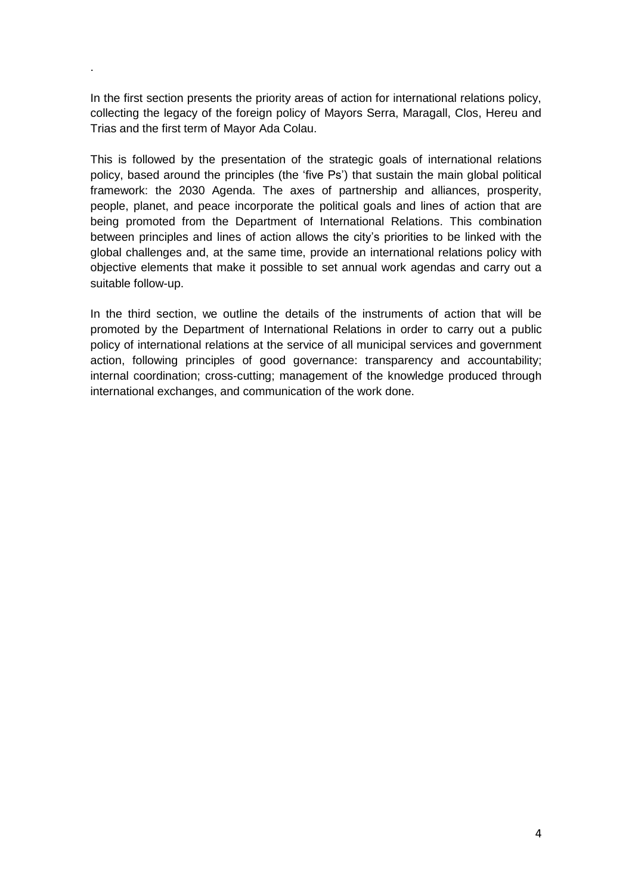.

In the first section presents the priority areas of action for international relations policy, collecting the legacy of the foreign policy of Mayors Serra, Maragall, Clos, Hereu and Trias and the first term of Mayor Ada Colau.

This is followed by the presentation of the strategic goals of international relations policy, based around the principles (the 'five Ps') that sustain the main global political framework: the 2030 Agenda. The axes of partnership and alliances, prosperity, people, planet, and peace incorporate the political goals and lines of action that are being promoted from the Department of International Relations. This combination between principles and lines of action allows the city's priorities to be linked with the global challenges and, at the same time, provide an international relations policy with objective elements that make it possible to set annual work agendas and carry out a suitable follow-up.

In the third section, we outline the details of the instruments of action that will be promoted by the Department of International Relations in order to carry out a public policy of international relations at the service of all municipal services and government action, following principles of good governance: transparency and accountability; internal coordination; cross-cutting; management of the knowledge produced through international exchanges, and communication of the work done.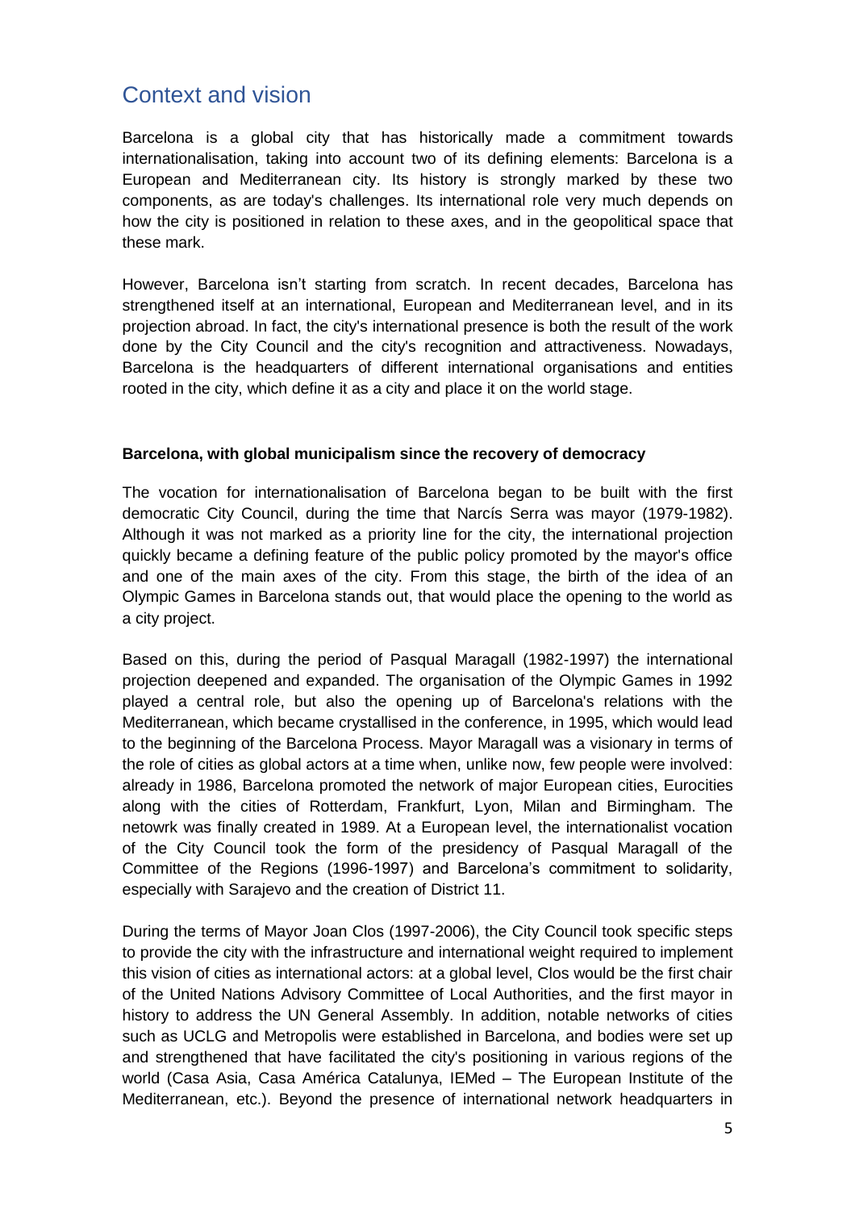## Context and vision

Barcelona is a global city that has historically made a commitment towards internationalisation, taking into account two of its defining elements: Barcelona is a European and Mediterranean city. Its history is strongly marked by these two components, as are today's challenges. Its international role very much depends on how the city is positioned in relation to these axes, and in the geopolitical space that these mark.

However, Barcelona isn't starting from scratch. In recent decades, Barcelona has strengthened itself at an international, European and Mediterranean level, and in its projection abroad. In fact, the city's international presence is both the result of the work done by the City Council and the city's recognition and attractiveness. Nowadays, Barcelona is the headquarters of different international organisations and entities rooted in the city, which define it as a city and place it on the world stage.

**Barcelona, with global municipalism since the recovery of democracy**

The vocation for internationalisation of Barcelona began to be built with the first democratic City Council, during the time that Narcís Serra was mayor (1979-1982). Although it was not marked as a priority line for the city, the international projection quickly became a defining feature of the public policy promoted by the mayor's office and one of the main axes of the city. From this stage, the birth of the idea of an Olympic Games in Barcelona stands out, that would place the opening to the world as a city project.

Based on this, during the period of Pasqual Maragall (1982-1997) the international projection deepened and expanded. The organisation of the Olympic Games in 1992 played a central role, but also the opening up of Barcelona's relations with the Mediterranean, which became crystallised in the conference, in 1995, which would lead to the beginning of the Barcelona Process. Mayor Maragall was a visionary in terms of the role of cities as global actors at a time when, unlike now, few people were involved: already in 1986, Barcelona promoted the network of major European cities, Eurocities along with the cities of Rotterdam, Frankfurt, Lyon, Milan and Birmingham. The netowrk was finally created in 1989. At a European level, the internationalist vocation of the City Council took the form of the presidency of Pasqual Maragall of the Committee of the Regions (1996-1997) and Barcelona's commitment to solidarity, especially with Sarajevo and the creation of District 11.

During the terms of Mayor Joan Clos (1997-2006), the City Council took specific steps to provide the city with the infrastructure and international weight required to implement this vision of cities as international actors: at a global level, Clos would be the first chair of the United Nations Advisory Committee of Local Authorities, and the first mayor in history to address the UN General Assembly. In addition, notable networks of cities such as UCLG and Metropolis were established in Barcelona, and bodies were set up and strengthened that have facilitated the city's positioning in various regions of the world (Casa Asia, Casa América Catalunya, IEMed – The European Institute of the Mediterranean, etc.). Beyond the presence of international network headquarters in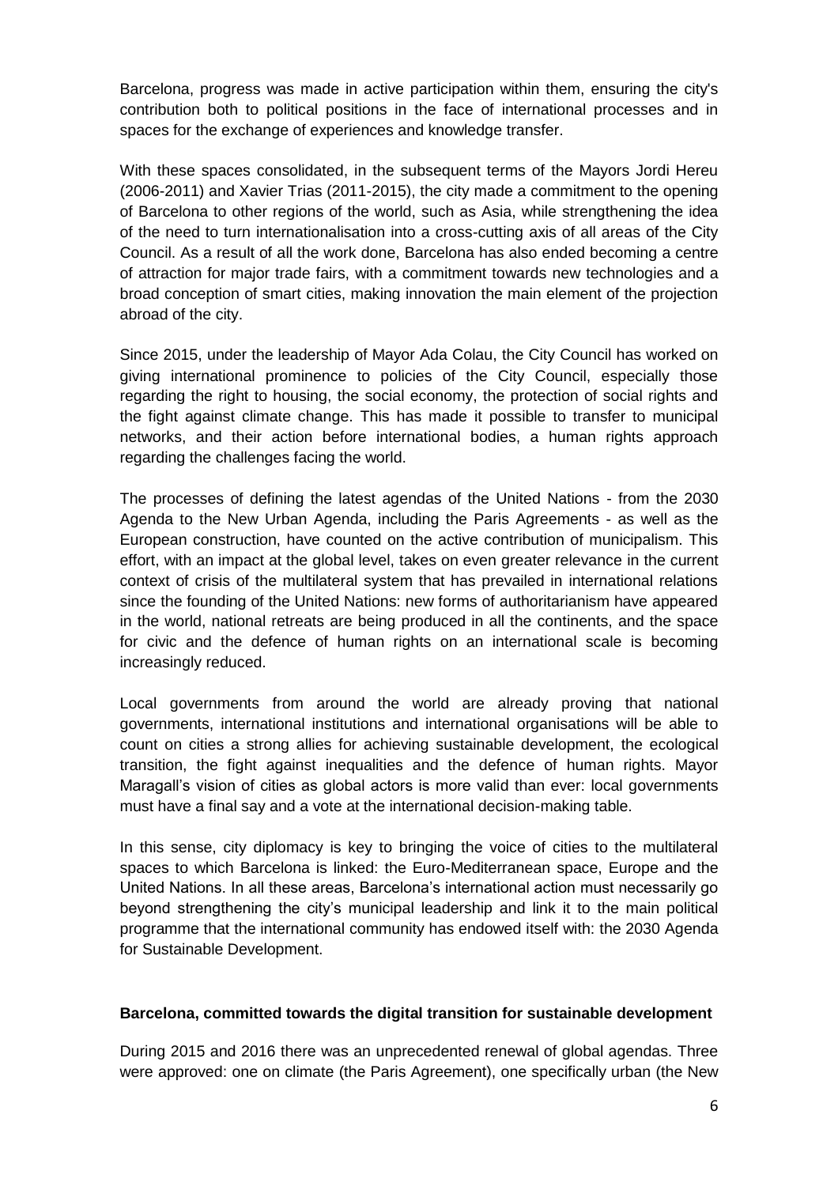Barcelona, progress was made in active participation within them, ensuring the city's contribution both to political positions in the face of international processes and in spaces for the exchange of experiences and knowledge transfer.

With these spaces consolidated, in the subsequent terms of the Mayors Jordi Hereu (2006-2011) and Xavier Trias (2011-2015), the city made a commitment to the opening of Barcelona to other regions of the world, such as Asia, while strengthening the idea of the need to turn internationalisation into a cross-cutting axis of all areas of the City Council. As a result of all the work done, Barcelona has also ended becoming a centre of attraction for major trade fairs, with a commitment towards new technologies and a broad conception of smart cities, making innovation the main element of the projection abroad of the city.

Since 2015, under the leadership of Mayor Ada Colau, the City Council has worked on giving international prominence to policies of the City Council, especially those regarding the right to housing, the social economy, the protection of social rights and the fight against climate change. This has made it possible to transfer to municipal networks, and their action before international bodies, a human rights approach regarding the challenges facing the world.

The processes of defining the latest agendas of the United Nations - from the 2030 Agenda to the New Urban Agenda, including the Paris Agreements - as well as the European construction, have counted on the active contribution of municipalism. This effort, with an impact at the global level, takes on even greater relevance in the current context of crisis of the multilateral system that has prevailed in international relations since the founding of the United Nations: new forms of authoritarianism have appeared in the world, national retreats are being produced in all the continents, and the space for civic and the defence of human rights on an international scale is becoming increasingly reduced.

Local governments from around the world are already proving that national governments, international institutions and international organisations will be able to count on cities a strong allies for achieving sustainable development, the ecological transition, the fight against inequalities and the defence of human rights. Mayor Maragall's vision of cities as global actors is more valid than ever: local governments must have a final say and a vote at the international decision-making table.

In this sense, city diplomacy is key to bringing the voice of cities to the multilateral spaces to which Barcelona is linked: the Euro-Mediterranean space, Europe and the United Nations. In all these areas, Barcelona's international action must necessarily go beyond strengthening the city's municipal leadership and link it to the main political programme that the international community has endowed itself with: the 2030 Agenda for Sustainable Development.

**Barcelona, committed towards the digital transition for sustainable development**

During 2015 and 2016 there was an unprecedented renewal of global agendas. Three were approved: one on climate (the Paris Agreement), one specifically urban (the New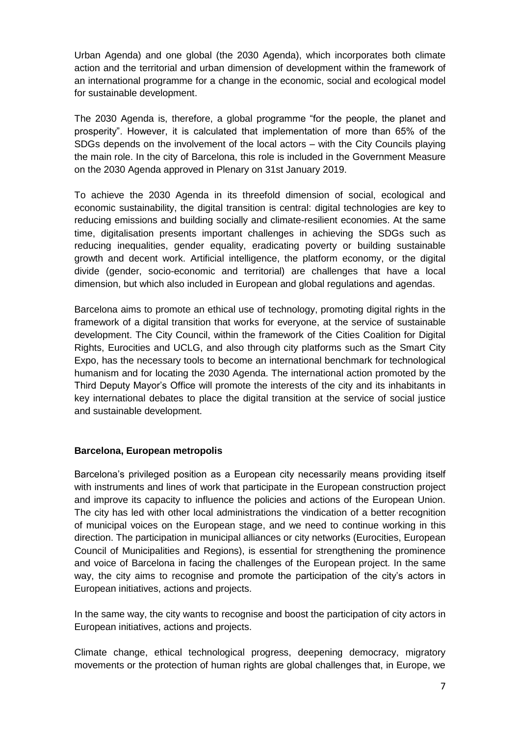Urban Agenda) and one global (the 2030 Agenda), which incorporates both climate action and the territorial and urban dimension of development within the framework of an international programme for a change in the economic, social and ecological model for sustainable development.

The 2030 Agenda is, therefore, a global programme "for the people, the planet and prosperity". However, it is calculated that implementation of more than 65% of the SDGs depends on the involvement of the local actors – with the City Councils playing the main role. In the city of Barcelona, this role is included in the Government Measure on the 2030 Agenda approved in Plenary on 31st January 2019.

To achieve the 2030 Agenda in its threefold dimension of social, ecological and economic sustainability, the digital transition is central: digital technologies are key to reducing emissions and building socially and climate-resilient economies. At the same time, digitalisation presents important challenges in achieving the SDGs such as reducing inequalities, gender equality, eradicating poverty or building sustainable growth and decent work. Artificial intelligence, the platform economy, or the digital divide (gender, socio-economic and territorial) are challenges that have a local dimension, but which also included in European and global regulations and agendas.

Barcelona aims to promote an ethical use of technology, promoting digital rights in the framework of a digital transition that works for everyone, at the service of sustainable development. The City Council, within the framework of the Cities Coalition for Digital Rights, Eurocities and UCLG, and also through city platforms such as the Smart City Expo, has the necessary tools to become an international benchmark for technological humanism and for locating the 2030 Agenda. The international action promoted by the Third Deputy Mayor's Office will promote the interests of the city and its inhabitants in key international debates to place the digital transition at the service of social justice and sustainable development.

**Barcelona, European metropolis**

Barcelona's privileged position as a European city necessarily means providing itself with instruments and lines of work that participate in the European construction project and improve its capacity to influence the policies and actions of the European Union. The city has led with other local administrations the vindication of a better recognition of municipal voices on the European stage, and we need to continue working in this direction. The participation in municipal alliances or city networks (Eurocities, European Council of Municipalities and Regions), is essential for strengthening the prominence and voice of Barcelona in facing the challenges of the European project. In the same way, the city aims to recognise and promote the participation of the city's actors in European initiatives, actions and projects.

In the same way, the city wants to recognise and boost the participation of city actors in European initiatives, actions and projects.

Climate change, ethical technological progress, deepening democracy, migratory movements or the protection of human rights are global challenges that, in Europe, we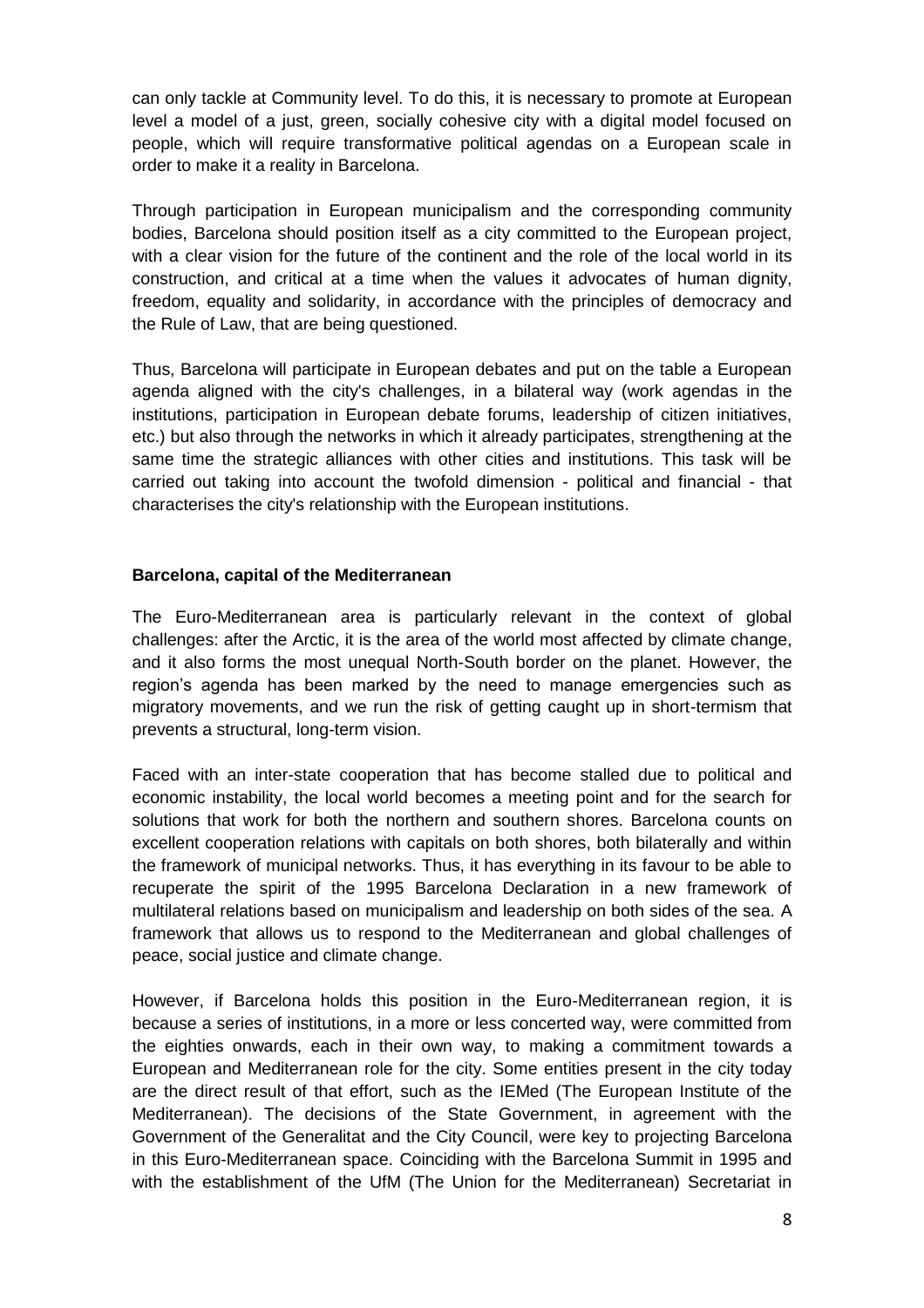can only tackle at Community level. To do this, it is necessary to promote at European level a model of a just, green, socially cohesive city with a digital model focused on people, which will require transformative political agendas on a European scale in order to make it a reality in Barcelona.

Through participation in European municipalism and the corresponding community bodies, Barcelona should position itself as a city committed to the European project, with a clear vision for the future of the continent and the role of the local world in its construction, and critical at a time when the values it advocates of human dignity, freedom, equality and solidarity, in accordance with the principles of democracy and the Rule of Law, that are being questioned.

Thus, Barcelona will participate in European debates and put on the table a European agenda aligned with the city's challenges, in a bilateral way (work agendas in the institutions, participation in European debate forums, leadership of citizen initiatives, etc.) but also through the networks in which it already participates, strengthening at the same time the strategic alliances with other cities and institutions. This task will be carried out taking into account the twofold dimension - political and financial - that characterises the city's relationship with the European institutions.

**Barcelona, capital of the Mediterranean**

The Euro-Mediterranean area is particularly relevant in the context of global challenges: after the Arctic, it is the area of the world most affected by climate change, and it also forms the most unequal North-South border on the planet. However, the region's agenda has been marked by the need to manage emergencies such as migratory movements, and we run the risk of getting caught up in short-termism that prevents a structural, long-term vision.

Faced with an inter-state cooperation that has become stalled due to political and economic instability, the local world becomes a meeting point and for the search for solutions that work for both the northern and southern shores. Barcelona counts on excellent cooperation relations with capitals on both shores, both bilaterally and within the framework of municipal networks. Thus, it has everything in its favour to be able to recuperate the spirit of the 1995 Barcelona Declaration in a new framework of multilateral relations based on municipalism and leadership on both sides of the sea. A framework that allows us to respond to the Mediterranean and global challenges of peace, social justice and climate change.

However, if Barcelona holds this position in the Euro-Mediterranean region, it is because a series of institutions, in a more or less concerted way, were committed from the eighties onwards, each in their own way, to making a commitment towards a European and Mediterranean role for the city. Some entities present in the city today are the direct result of that effort, such as the IEMed (The European Institute of the Mediterranean). The decisions of the State Government, in agreement with the Government of the Generalitat and the City Council, were key to projecting Barcelona in this Euro-Mediterranean space. Coinciding with the Barcelona Summit in 1995 and with the establishment of the UfM (The Union for the Mediterranean) Secretariat in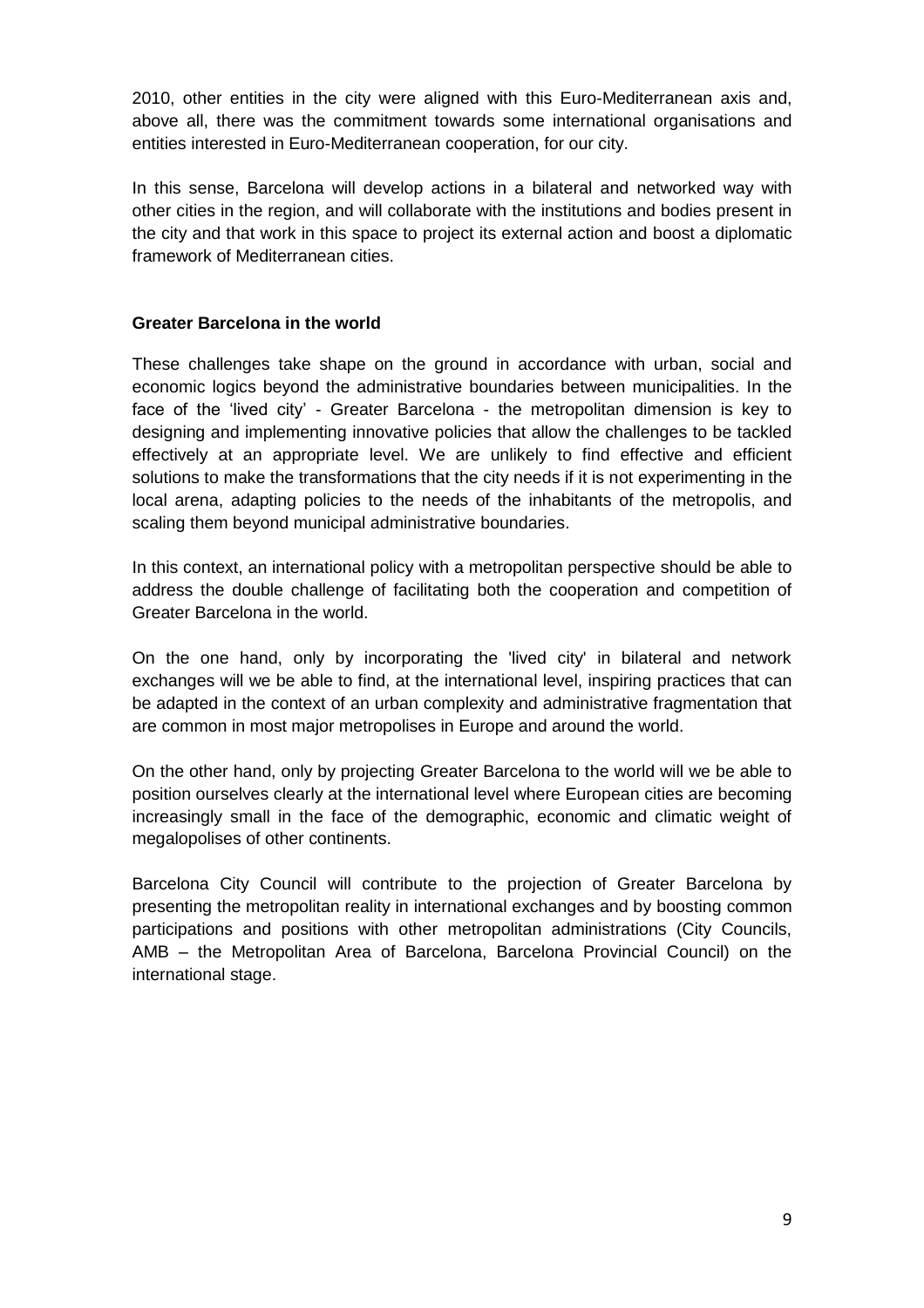2010, other entities in the city were aligned with this Euro-Mediterranean axis and, above all, there was the commitment towards some international organisations and entities interested in Euro-Mediterranean cooperation, for our city.

In this sense, Barcelona will develop actions in a bilateral and networked way with other cities in the region, and will collaborate with the institutions and bodies present in the city and that work in this space to project its external action and boost a diplomatic framework of Mediterranean cities.

**Greater Barcelona in the world**

These challenges take shape on the ground in accordance with urban, social and economic logics beyond the administrative boundaries between municipalities. In the face of the 'lived city' - Greater Barcelona - the metropolitan dimension is key to designing and implementing innovative policies that allow the challenges to be tackled effectively at an appropriate level. We are unlikely to find effective and efficient solutions to make the transformations that the city needs if it is not experimenting in the local arena, adapting policies to the needs of the inhabitants of the metropolis, and scaling them beyond municipal administrative boundaries.

In this context, an international policy with a metropolitan perspective should be able to address the double challenge of facilitating both the cooperation and competition of Greater Barcelona in the world.

On the one hand, only by incorporating the 'lived city' in bilateral and network exchanges will we be able to find, at the international level, inspiring practices that can be adapted in the context of an urban complexity and administrative fragmentation that are common in most major metropolises in Europe and around the world.

On the other hand, only by projecting Greater Barcelona to the world will we be able to position ourselves clearly at the international level where European cities are becoming increasingly small in the face of the demographic, economic and climatic weight of megalopolises of other continents.

Barcelona City Council will contribute to the projection of Greater Barcelona by presenting the metropolitan reality in international exchanges and by boosting common participations and positions with other metropolitan administrations (City Councils, AMB – the Metropolitan Area of Barcelona, Barcelona Provincial Council) on the international stage.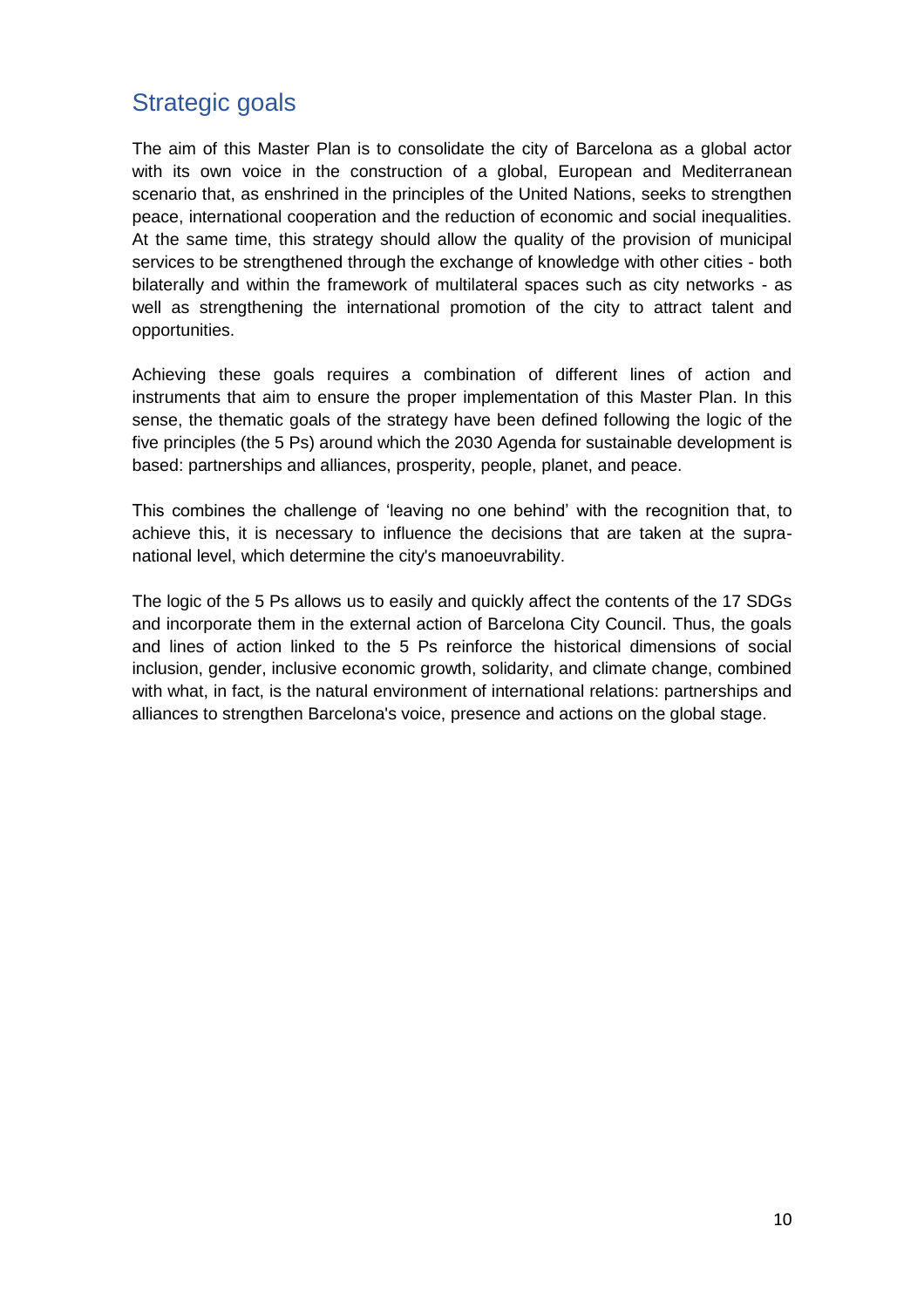## Strategic goals

The aim of this Master Plan is to consolidate the city of Barcelona as a global actor with its own voice in the construction of a global, European and Mediterranean scenario that, as enshrined in the principles of the United Nations, seeks to strengthen peace, international cooperation and the reduction of economic and social inequalities. At the same time, this strategy should allow the quality of the provision of municipal services to be strengthened through the exchange of knowledge with other cities - both bilaterally and within the framework of multilateral spaces such as city networks - as well as strengthening the international promotion of the city to attract talent and opportunities.

Achieving these goals requires a combination of different lines of action and instruments that aim to ensure the proper implementation of this Master Plan. In this sense, the thematic goals of the strategy have been defined following the logic of the five principles (the 5 Ps) around which the 2030 Agenda for sustainable development is based: partnerships and alliances, prosperity, people, planet, and peace.

This combines the challenge of 'leaving no one behind' with the recognition that, to achieve this, it is necessary to influence the decisions that are taken at the supra-national level, which determine the city's manoeuvrability.

The logic of the 5 Ps allows us to easily and quickly affect the contents of the 17 SDGs and incorporate them in the external action of Barcelona City Council. Thus, the goals and lines of action linked to the 5 Ps reinforce the historical dimensions of social inclusion, gender, inclusive economic growth, solidarity, and climate change, combined with what, in fact, is the natural environment of international relations: partnerships and alliances to strengthen Barcelona's voice, presence and actions on the global stage.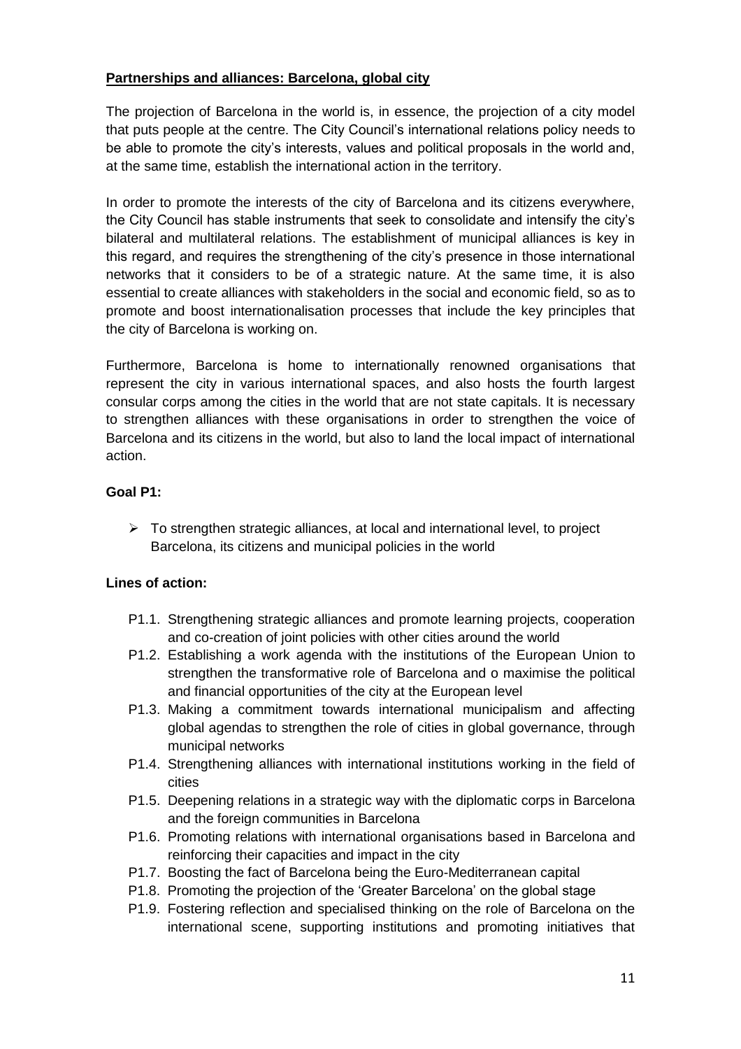## Partnerships and alliances: Barcelona, global city

The projection of Barcelona in the world is, in essence, the projection of a city model that puts people at the centre. The City Council's international relations policy needs to be able to promote the city's interests, values and political proposals in the world and, at the same time, establish the international action in the territory.

In order to promote the interests of the city of Barcelona and its citizens everywhere, the City Council has stable instruments that seek to consolidate and intensify the city's bilateral and multilateral relations. The establishment of municipal alliances is key in this regard, and requires the strengthening of the city's presence in those international networks that it considers to be of a strategic nature. At the same time, it is also essential to create alliances with stakeholders in the social and economic field, so as to promote and boost internationalisation processes that include the key principles that the city of Barcelona is working on.

Furthermore, Barcelona is home to internationally renowned organisations that represent the city in various international spaces, and also hosts the fourth largest consular corps among the cities in the world that are not state capitals. It is necessary to strengthen alliances with these organisations in order to strengthen the voice of Barcelona and its citizens in the world, but also to land the local impact of international action.

**Goal P1:**

- To strengthen strategic alliances, at local and international level, to project Barcelona, its citizens and municipal policies in the world

**Lines of action:**

- P1.1. Strengthening strategic alliances and promote learning projects, cooperation and co-creation of joint policies with other cities around the world
- P1.2. Establishing a work agenda with the institutions of the European Union to strengthen the transformative role of Barcelona and o maximise the political and financial opportunities of the city at the European level
- P1.3. Making a commitment towards international municipalism and affecting global agendas to strengthen the role of cities in global governance, through municipal networks
- P1.4. Strengthening alliances with international institutions working in the field of cities
- P1.5. Deepening relations in a strategic way with the diplomatic corps in Barcelona and the foreign communities in Barcelona
- P1.6. Promoting relations with international organisations based in Barcelona and reinforcing their capacities and impact in the city
- P1.7. Boosting the fact of Barcelona being the Euro-Mediterranean capital
- P1.8. Promoting the projection of the 'Greater Barcelona' on the global stage
- P1.9. Fostering reflection and specialised thinking on the role of Barcelona on the international scene, supporting institutions and promoting initiatives that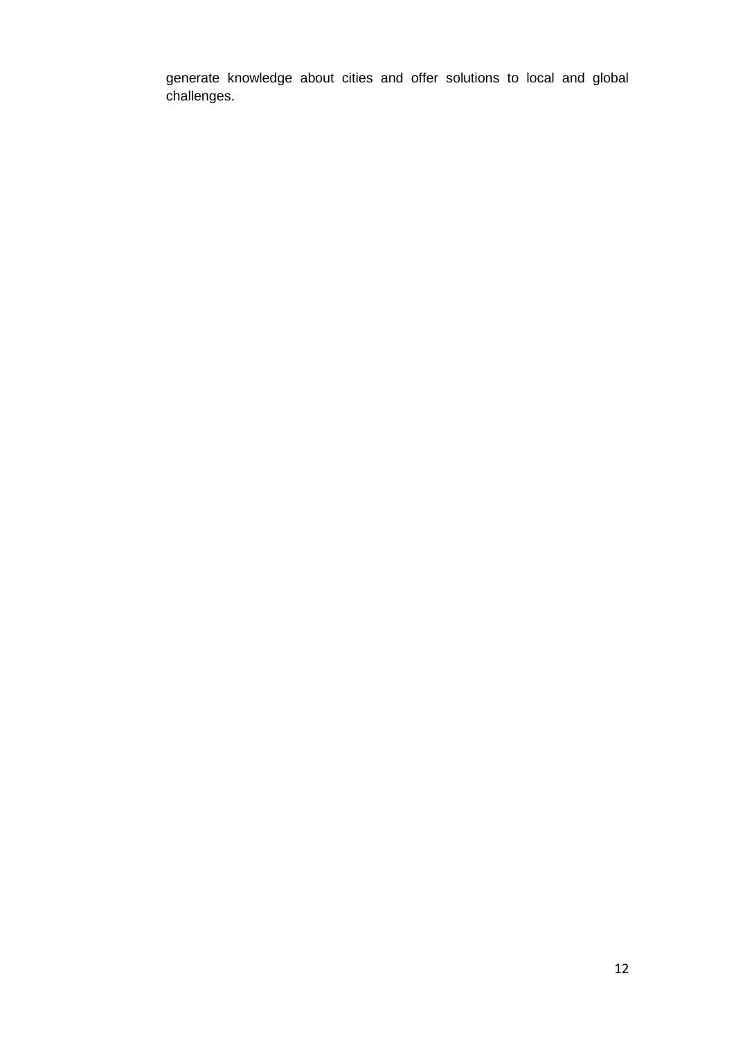generate knowledge about cities and offer solutions to local and global challenges.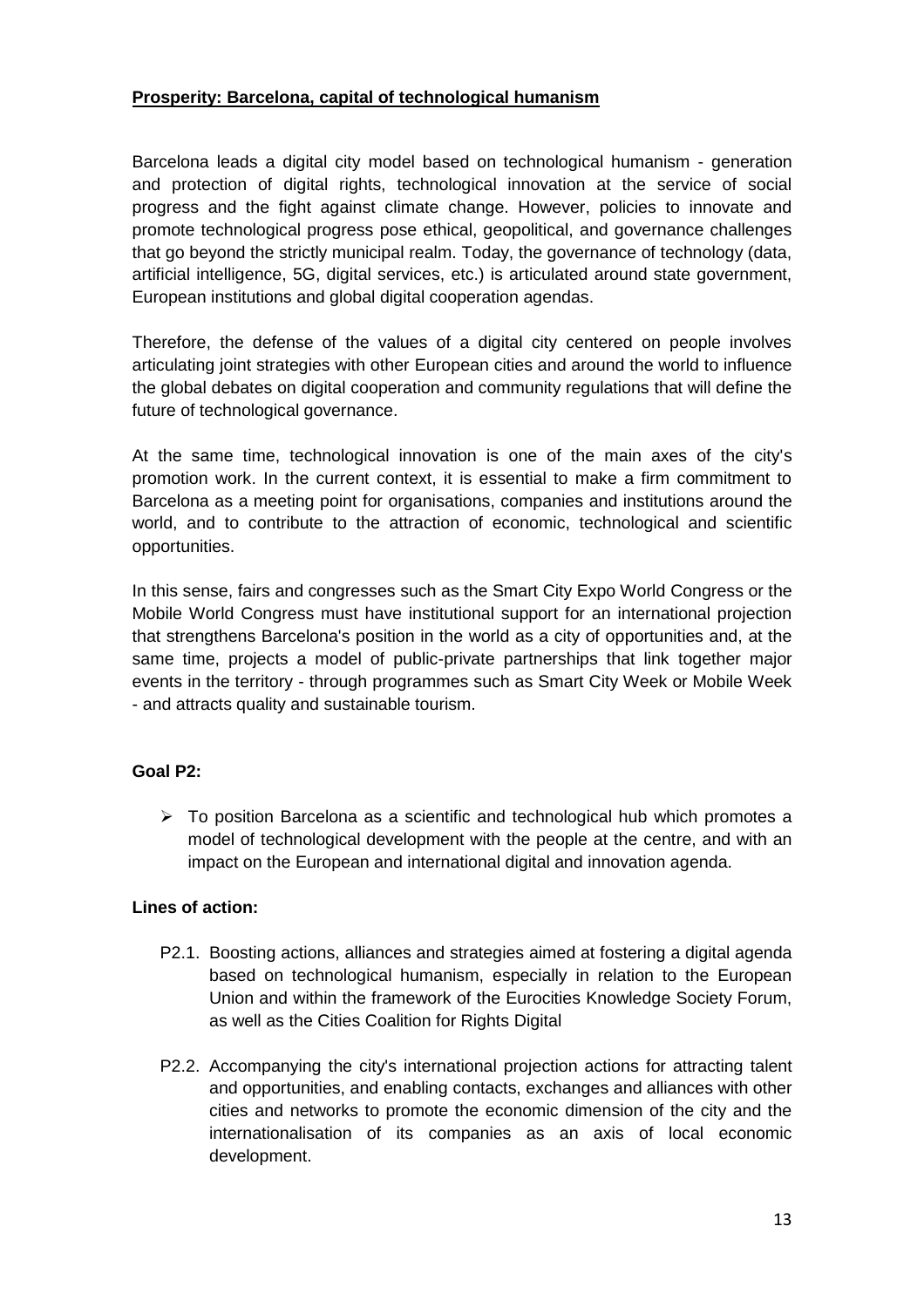## Prosperity: Barcelona, capital of technological humanism

Barcelona leads a digital city model based on technological humanism - generation and protection of digital rights, technological innovation at the service of social progress and the fight against climate change. However, policies to innovate and promote technological progress pose ethical, geopolitical, and governance challenges that go beyond the strictly municipal realm. Today, the governance of technology (data, artificial intelligence, 5G, digital services, etc.) is articulated around state government, European institutions and global digital cooperation agendas.

Therefore, the defense of the values of a digital city centered on people involves articulating joint strategies with other European cities and around the world to influence the global debates on digital cooperation and community regulations that will define the future of technological governance.

At the same time, technological innovation is one of the main axes of the city's promotion work. In the current context, it is essential to make a firm commitment to Barcelona as a meeting point for organisations, companies and institutions around the world, and to contribute to the attraction of economic, technological and scientific opportunities.

In this sense, fairs and congresses such as the Smart City Expo World Congress or the Mobile World Congress must have institutional support for an international projection that strengthens Barcelona's position in the world as a city of opportunities and, at the same time, projects a model of public-private partnerships that link together major events in the territory - through programmes such as Smart City Week or Mobile Week - and attracts quality and sustainable tourism.

**Goal P2:**

- To position Barcelona as a scientific and technological hub which promotes a model of technological development with the people at the centre, and with an impact on the European and international digital and innovation agenda.

**Lines of action:**

- P2.1. Boosting actions, alliances and strategies aimed at fostering a digital agenda based on technological humanism, especially in relation to the European Union and within the framework of the Eurocities Knowledge Society Forum, as well as the Cities Coalition for Rights Digital
- P2.2. Accompanying the city's international projection actions for attracting talent and opportunities, and enabling contacts, exchanges and alliances with other cities and networks to promote the economic dimension of the city and the internationalisation of its companies as an axis of local economic development.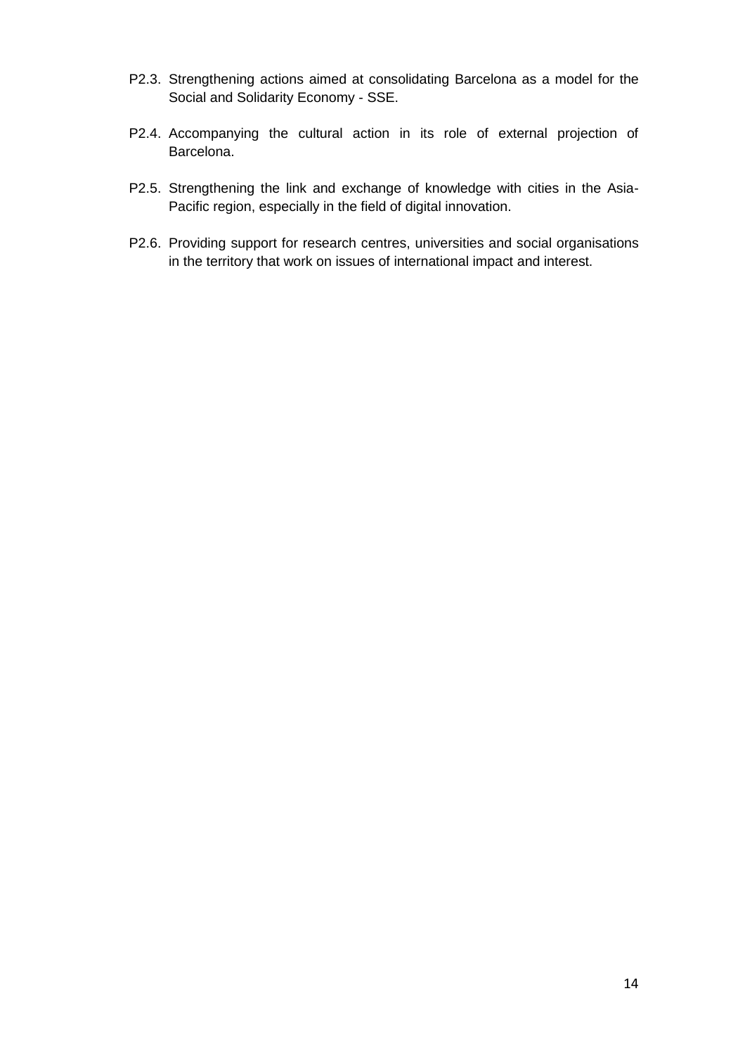P2.3. Strengthening actions aimed at consolidating Barcelona as a model for the Social and Solidarity Economy - SSE.

P2.4. Accompanying the cultural action in its role of external projection of Barcelona.

P2.5. Strengthening the link and exchange of knowledge with cities in the Asia-Pacific region, especially in the field of digital innovation.

P2.6. Providing support for research centres, universities and social organisations in the territory that work on issues of international impact and interest.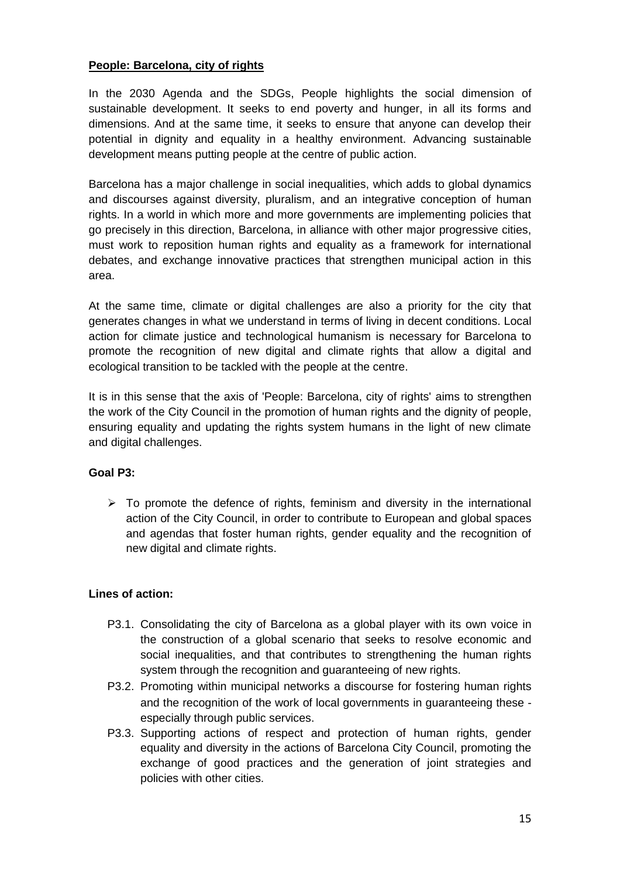## People: Barcelona, city of rights

In the 2030 Agenda and the SDGs, People highlights the social dimension of sustainable development. It seeks to end poverty and hunger, in all its forms and dimensions. And at the same time, it seeks to ensure that anyone can develop their potential in dignity and equality in a healthy environment. Advancing sustainable development means putting people at the centre of public action.

Barcelona has a major challenge in social inequalities, which adds to global dynamics and discourses against diversity, pluralism, and an integrative conception of human rights. In a world in which more and more governments are implementing policies that go precisely in this direction, Barcelona, in alliance with other major progressive cities, must work to reposition human rights and equality as a framework for international debates, and exchange innovative practices that strengthen municipal action in this area.

At the same time, climate or digital challenges are also a priority for the city that generates changes in what we understand in terms of living in decent conditions. Local action for climate justice and technological humanism is necessary for Barcelona to promote the recognition of new digital and climate rights that allow a digital and ecological transition to be tackled with the people at the centre.

It is in this sense that the axis of 'People: Barcelona, city of rights' aims to strengthen the work of the City Council in the promotion of human rights and the dignity of people, ensuring equality and updating the rights system humans in the light of new climate and digital challenges.

### Goal P3:

- To promote the defence of rights, feminism and diversity in the international action of the City Council, in order to contribute to European and global spaces and agendas that foster human rights, gender equality and the recognition of new digital and climate rights.

### Lines of action:

- P3.1. Consolidating the city of Barcelona as a global player with its own voice in the construction of a global scenario that seeks to resolve economic and social inequalities, and that contributes to strengthening the human rights system through the recognition and guaranteeing of new rights.
- P3.2. Promoting within municipal networks a discourse for fostering human rights and the recognition of the work of local governments in guaranteeing these - especially through public services.
- P3.3. Supporting actions of respect and protection of human rights, gender equality and diversity in the actions of Barcelona City Council, promoting the exchange of good practices and the generation of joint strategies and policies with other cities.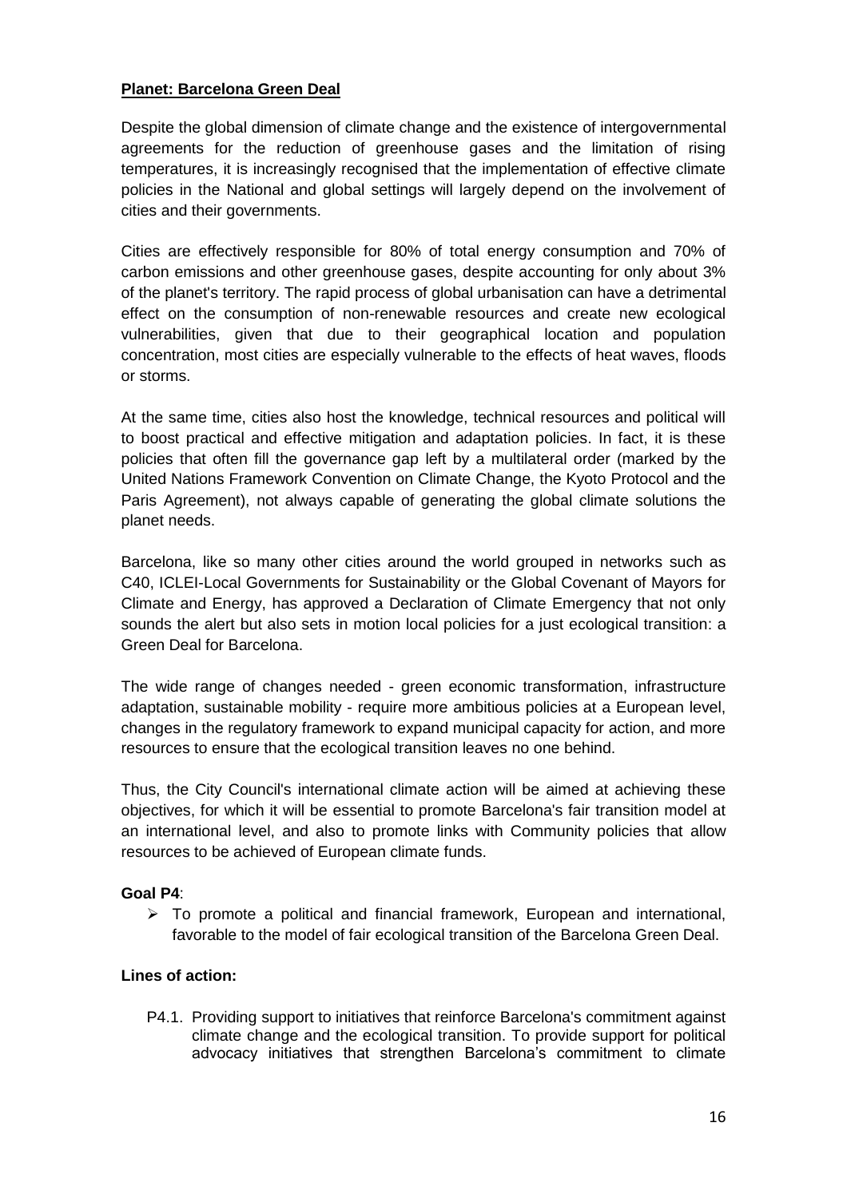## Planet: Barcelona Green Deal

Despite the global dimension of climate change and the existence of intergovernmental agreements for the reduction of greenhouse gases and the limitation of rising temperatures, it is increasingly recognised that the implementation of effective climate policies in the National and global settings will largely depend on the involvement of cities and their governments.

Cities are effectively responsible for 80% of total energy consumption and 70% of carbon emissions and other greenhouse gases, despite accounting for only about 3% of the planet's territory. The rapid process of global urbanisation can have a detrimental effect on the consumption of non-renewable resources and create new ecological vulnerabilities, given that due to their geographical location and population concentration, most cities are especially vulnerable to the effects of heat waves, floods or storms.

At the same time, cities also host the knowledge, technical resources and political will to boost practical and effective mitigation and adaptation policies. In fact, it is these policies that often fill the governance gap left by a multilateral order (marked by the United Nations Framework Convention on Climate Change, the Kyoto Protocol and the Paris Agreement), not always capable of generating the global climate solutions the planet needs.

Barcelona, like so many other cities around the world grouped in networks such as C40, ICLEI-Local Governments for Sustainability or the Global Covenant of Mayors for Climate and Energy, has approved a Declaration of Climate Emergency that not only sounds the alert but also sets in motion local policies for a just ecological transition: a Green Deal for Barcelona.

The wide range of changes needed - green economic transformation, infrastructure adaptation, sustainable mobility - require more ambitious policies at a European level, changes in the regulatory framework to expand municipal capacity for action, and more resources to ensure that the ecological transition leaves no one behind.

Thus, the City Council's international climate action will be aimed at achieving these objectives, for which it will be essential to promote Barcelona's fair transition model at an international level, and also to promote links with Community policies that allow resources to be achieved of European climate funds.

**Goal P4**:

- To promote a political and financial framework, European and international, favorable to the model of fair ecological transition of the Barcelona Green Deal.

**Lines of action:**

P4.1. Providing support to initiatives that reinforce Barcelona's commitment against climate change and the ecological transition. To provide support for political advocacy initiatives that strengthen Barcelona's commitment to climate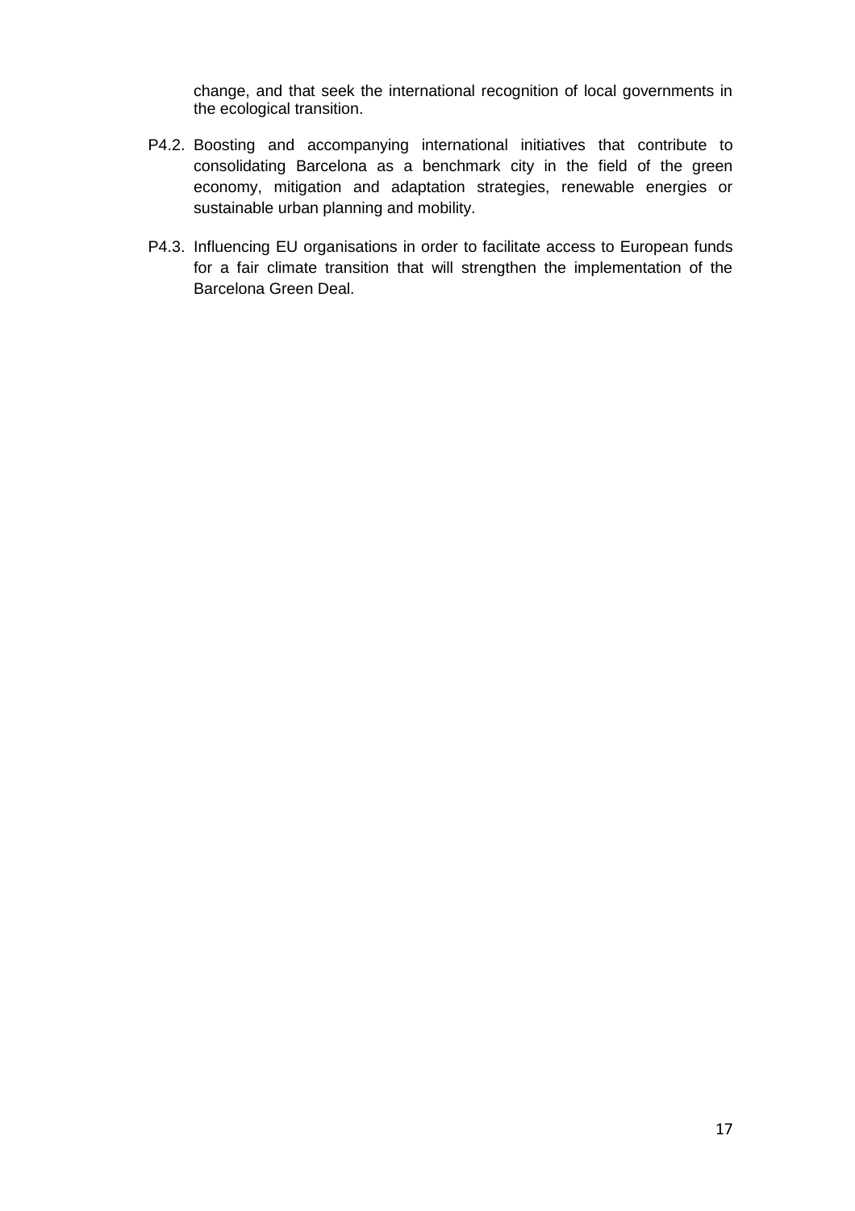change, and that seek the international recognition of local governments in the ecological transition.

P4.2. Boosting and accompanying international initiatives that contribute to consolidating Barcelona as a benchmark city in the field of the green economy, mitigation and adaptation strategies, renewable energies or sustainable urban planning and mobility.

P4.3. Influencing EU organisations in order to facilitate access to European funds for a fair climate transition that will strengthen the implementation of the Barcelona Green Deal.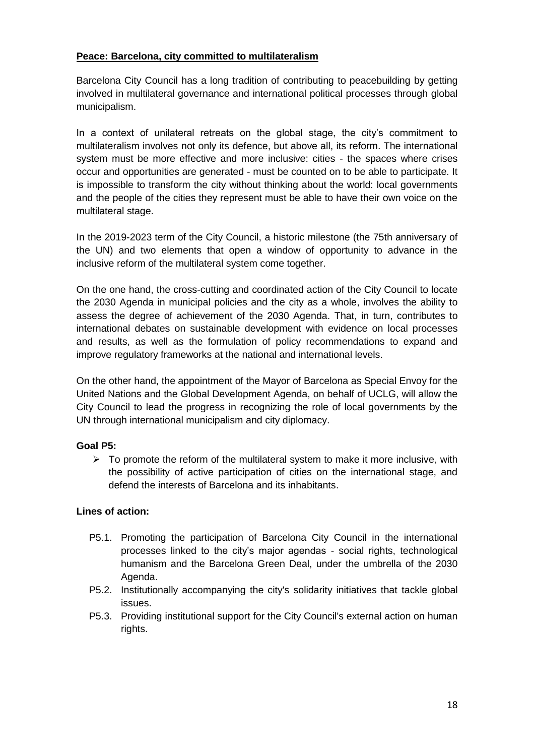## Peace: Barcelona, city committed to multilateralism

Barcelona City Council has a long tradition of contributing to peacebuilding by getting involved in multilateral governance and international political processes through global municipalism.

In a context of unilateral retreats on the global stage, the city's commitment to multilateralism involves not only its defence, but above all, its reform. The international system must be more effective and more inclusive: cities - the spaces where crises occur and opportunities are generated - must be counted on to be able to participate. It is impossible to transform the city without thinking about the world: local governments and the people of the cities they represent must be able to have their own voice on the multilateral stage.

In the 2019-2023 term of the City Council, a historic milestone (the 75th anniversary of the UN) and two elements that open a window of opportunity to advance in the inclusive reform of the multilateral system come together.

On the one hand, the cross-cutting and coordinated action of the City Council to locate the 2030 Agenda in municipal policies and the city as a whole, involves the ability to assess the degree of achievement of the 2030 Agenda. That, in turn, contributes to international debates on sustainable development with evidence on local processes and results, as well as the formulation of policy recommendations to expand and improve regulatory frameworks at the national and international levels.

On the other hand, the appointment of the Mayor of Barcelona as Special Envoy for the United Nations and the Global Development Agenda, on behalf of UCLG, will allow the City Council to lead the progress in recognizing the role of local governments by the UN through international municipalism and city diplomacy.

**Goal P5:**

- To promote the reform of the multilateral system to make it more inclusive, with the possibility of active participation of cities on the international stage, and defend the interests of Barcelona and its inhabitants.

**Lines of action:**

- P5.1. Promoting the participation of Barcelona City Council in the international processes linked to the city's major agendas - social rights, technological humanism and the Barcelona Green Deal, under the umbrella of the 2030 Agenda.
- P5.2. Institutionally accompanying the city's solidarity initiatives that tackle global issues.
- P5.3. Providing institutional support for the City Council's external action on human rights.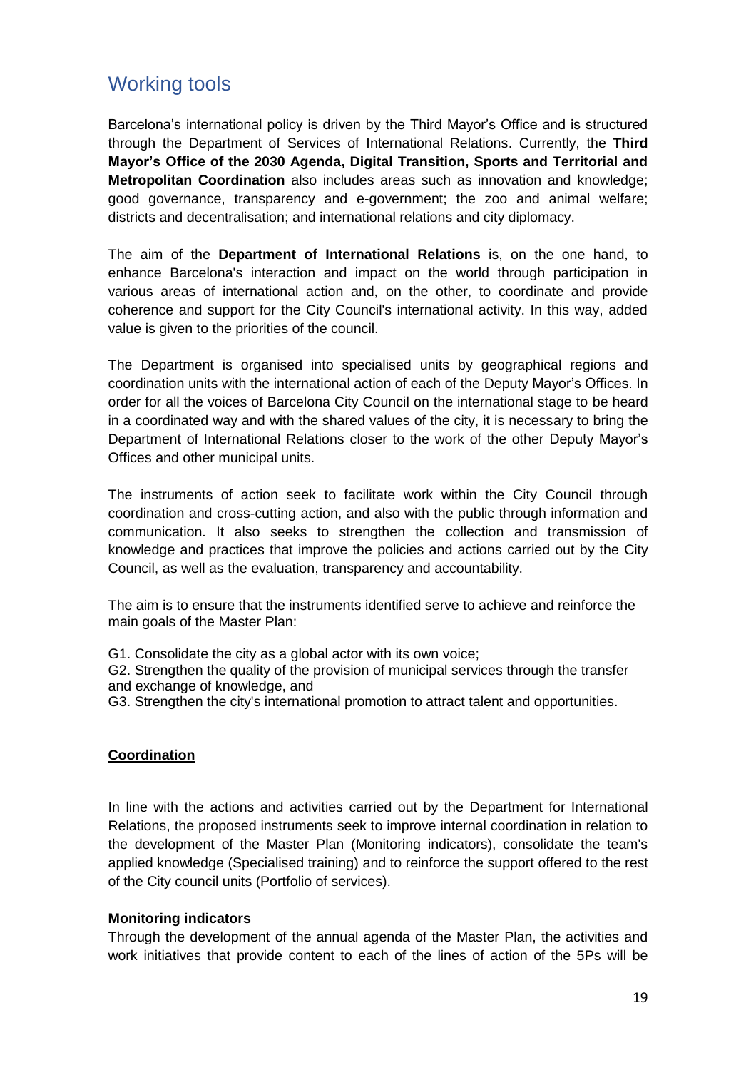## Working tools

Barcelona's international policy is driven by the Third Mayor's Office and is structured through the Department of Services of International Relations. Currently, the **Third Mayor's Office of the 2030 Agenda, Digital Transition, Sports and Territorial and Metropolitan Coordination** also includes areas such as innovation and knowledge; good governance, transparency and e-government; the zoo and animal welfare; districts and decentralisation; and international relations and city diplomacy.

The aim of the **Department of International Relations** is, on the one hand, to enhance Barcelona's interaction and impact on the world through participation in various areas of international action and, on the other, to coordinate and provide coherence and support for the City Council's international activity. In this way, added value is given to the priorities of the council.

The Department is organised into specialised units by geographical regions and coordination units with the international action of each of the Deputy Mayor's Offices. In order for all the voices of Barcelona City Council on the international stage to be heard in a coordinated way and with the shared values of the city, it is necessary to bring the Department of International Relations closer to the work of the other Deputy Mayor's Offices and other municipal units.

The instruments of action seek to facilitate work within the City Council through coordination and cross-cutting action, and also with the public through information and communication. It also seeks to strengthen the collection and transmission of knowledge and practices that improve the policies and actions carried out by the City Council, as well as the evaluation, transparency and accountability.

The aim is to ensure that the instruments identified serve to achieve and reinforce the main goals of the Master Plan:

G1. Consolidate the city as a global actor with its own voice;
G2. Strengthen the quality of the provision of municipal services through the transfer and exchange of knowledge, and
G3. Strengthen the city's international promotion to attract talent and opportunities.

### Coordination

In line with the actions and activities carried out by the Department for International Relations, the proposed instruments seek to improve internal coordination in relation to the development of the Master Plan (Monitoring indicators), consolidate the team's applied knowledge (Specialised training) and to reinforce the support offered to the rest of the City council units (Portfolio of services).

#### Monitoring indicators

Through the development of the annual agenda of the Master Plan, the activities and work initiatives that provide content to each of the lines of action of the 5Ps will be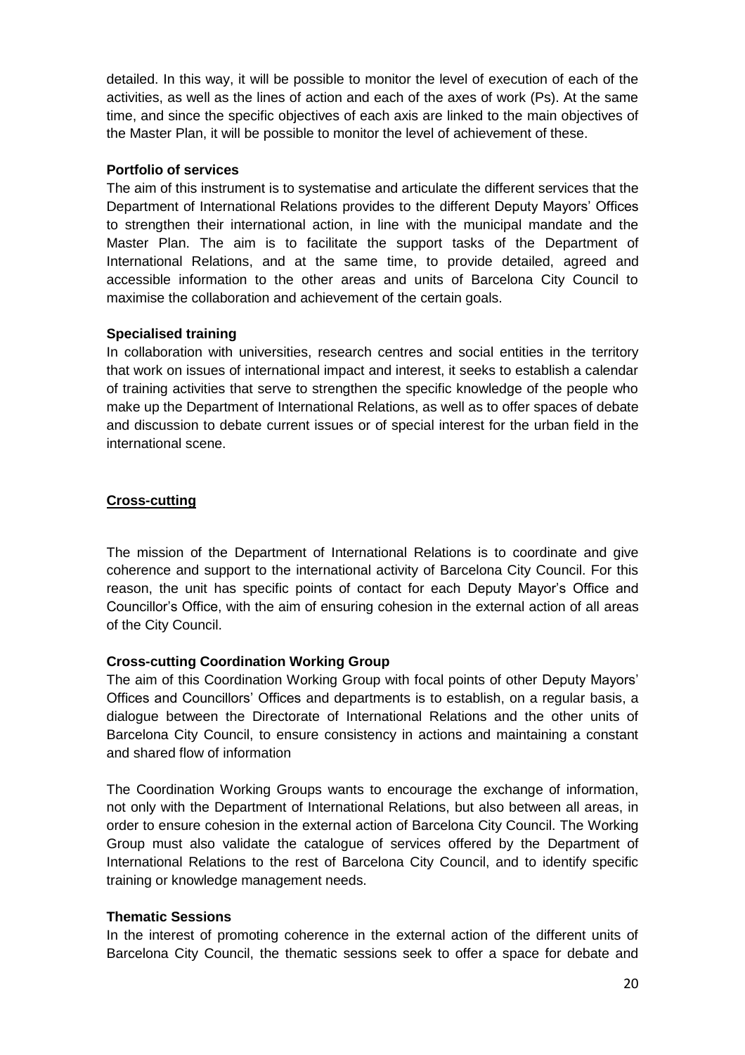detailed. In this way, it will be possible to monitor the level of execution of each of the activities, as well as the lines of action and each of the axes of work (Ps). At the same time, and since the specific objectives of each axis are linked to the main objectives of the Master Plan, it will be possible to monitor the level of achievement of these.

**Portfolio of services**

The aim of this instrument is to systematise and articulate the different services that the Department of International Relations provides to the different Deputy Mayors' Offices to strengthen their international action, in line with the municipal mandate and the Master Plan. The aim is to facilitate the support tasks of the Department of International Relations, and at the same time, to provide detailed, agreed and accessible information to the other areas and units of Barcelona City Council to maximise the collaboration and achievement of the certain goals.

**Specialised training**

In collaboration with universities, research centres and social entities in the territory that work on issues of international impact and interest, it seeks to establish a calendar of training activities that serve to strengthen the specific knowledge of the people who make up the Department of International Relations, as well as to offer spaces of debate and discussion to debate current issues or of special interest for the urban field in the international scene.

**Cross-cutting**

The mission of the Department of International Relations is to coordinate and give coherence and support to the international activity of Barcelona City Council. For this reason, the unit has specific points of contact for each Deputy Mayor's Office and Councillor's Office, with the aim of ensuring cohesion in the external action of all areas of the City Council.

**Cross-cutting Coordination Working Group**

The aim of this Coordination Working Group with focal points of other Deputy Mayors' Offices and Councillors' Offices and departments is to establish, on a regular basis, a dialogue between the Directorate of International Relations and the other units of Barcelona City Council, to ensure consistency in actions and maintaining a constant and shared flow of information

The Coordination Working Groups wants to encourage the exchange of information, not only with the Department of International Relations, but also between all areas, in order to ensure cohesion in the external action of Barcelona City Council. The Working Group must also validate the catalogue of services offered by the Department of International Relations to the rest of Barcelona City Council, and to identify specific training or knowledge management needs.

**Thematic Sessions**

In the interest of promoting coherence in the external action of the different units of Barcelona City Council, the thematic sessions seek to offer a space for debate and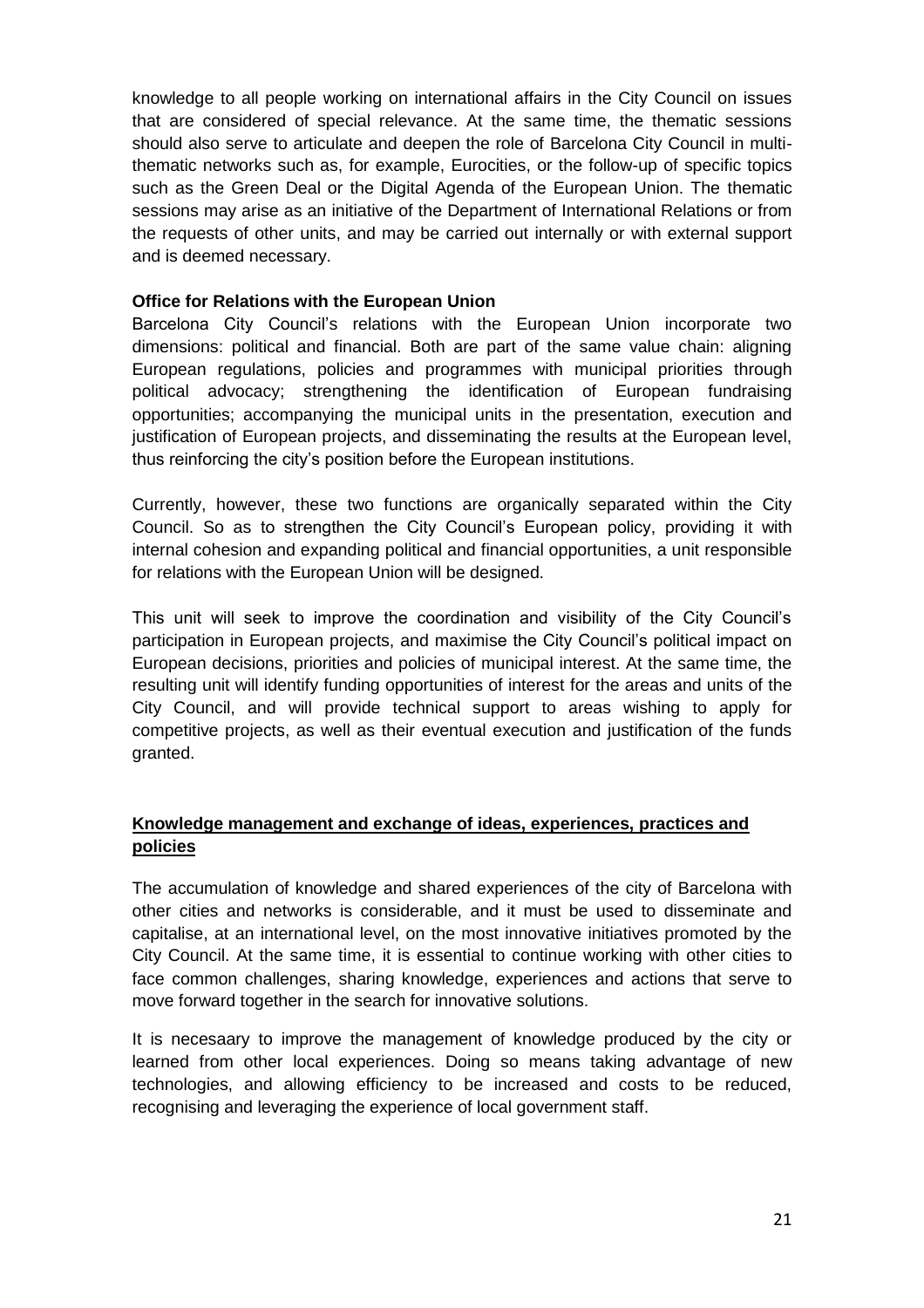knowledge to all people working on international affairs in the City Council on issues that are considered of special relevance. At the same time, the thematic sessions should also serve to articulate and deepen the role of Barcelona City Council in multi-thematic networks such as, for example, Eurocities, or the follow-up of specific topics such as the Green Deal or the Digital Agenda of the European Union. The thematic sessions may arise as an initiative of the Department of International Relations or from the requests of other units, and may be carried out internally or with external support and is deemed necessary.

**Office for Relations with the European Union**

Barcelona City Council's relations with the European Union incorporate two dimensions: political and financial. Both are part of the same value chain: aligning European regulations, policies and programmes with municipal priorities through political advocacy; strengthening the identification of European fundraising opportunities; accompanying the municipal units in the presentation, execution and justification of European projects, and disseminating the results at the European level, thus reinforcing the city's position before the European institutions.

Currently, however, these two functions are organically separated within the City Council. So as to strengthen the City Council's European policy, providing it with internal cohesion and expanding political and financial opportunities, a unit responsible for relations with the European Union will be designed.

This unit will seek to improve the coordination and visibility of the City Council's participation in European projects, and maximise the City Council's political impact on European decisions, priorities and policies of municipal interest. At the same time, the resulting unit will identify funding opportunities of interest for the areas and units of the City Council, and will provide technical support to areas wishing to apply for competitive projects, as well as their eventual execution and justification of the funds granted.

## Knowledge management and exchange of ideas, experiences, practices and policies

The accumulation of knowledge and shared experiences of the city of Barcelona with other cities and networks is considerable, and it must be used to disseminate and capitalise, at an international level, on the most innovative initiatives promoted by the City Council. At the same time, it is essential to continue working with other cities to face common challenges, sharing knowledge, experiences and actions that serve to move forward together in the search for innovative solutions.

It is necesaary to improve the management of knowledge produced by the city or learned from other local experiences. Doing so means taking advantage of new technologies, and allowing efficiency to be increased and costs to be reduced, recognising and leveraging the experience of local government staff.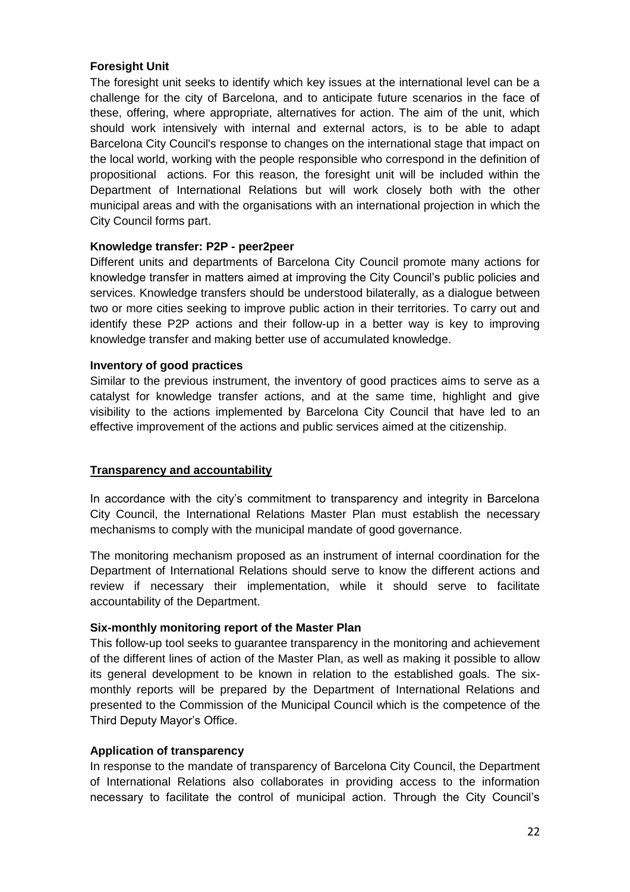**Foresight Unit**

The foresight unit seeks to identify which key issues at the international level can be a challenge for the city of Barcelona, and to anticipate future scenarios in the face of these, offering, where appropriate, alternatives for action. The aim of the unit, which should work intensively with internal and external actors, is to be able to adapt Barcelona City Council's response to changes on the international stage that impact on the local world, working with the people responsible who correspond in the definition of propositional actions. For this reason, the foresight unit will be included within the Department of International Relations but will work closely both with the other municipal areas and with the organisations with an international projection in which the City Council forms part.

**Knowledge transfer: P2P - peer2peer**

Different units and departments of Barcelona City Council promote many actions for knowledge transfer in matters aimed at improving the City Council's public policies and services. Knowledge transfers should be understood bilaterally, as a dialogue between two or more cities seeking to improve public action in their territories. To carry out and identify these P2P actions and their follow-up in a better way is key to improving knowledge transfer and making better use of accumulated knowledge.

**Inventory of good practices**

Similar to the previous instrument, the inventory of good practices aims to serve as a catalyst for knowledge transfer actions, and at the same time, highlight and give visibility to the actions implemented by Barcelona City Council that have led to an effective improvement of the actions and public services aimed at the citizenship.

## Transparency and accountability

In accordance with the city's commitment to transparency and integrity in Barcelona City Council, the International Relations Master Plan must establish the necessary mechanisms to comply with the municipal mandate of good governance.

The monitoring mechanism proposed as an instrument of internal coordination for the Department of International Relations should serve to know the different actions and review if necessary their implementation, while it should serve to facilitate accountability of the Department.

**Six-monthly monitoring report of the Master Plan**

This follow-up tool seeks to guarantee transparency in the monitoring and achievement of the different lines of action of the Master Plan, as well as making it possible to allow its general development to be known in relation to the established goals. The six-monthly reports will be prepared by the Department of International Relations and presented to the Commission of the Municipal Council which is the competence of the Third Deputy Mayor's Office.

**Application of transparency**

In response to the mandate of transparency of Barcelona City Council, the Department of International Relations also collaborates in providing access to the information necessary to facilitate the control of municipal action. Through the City Council's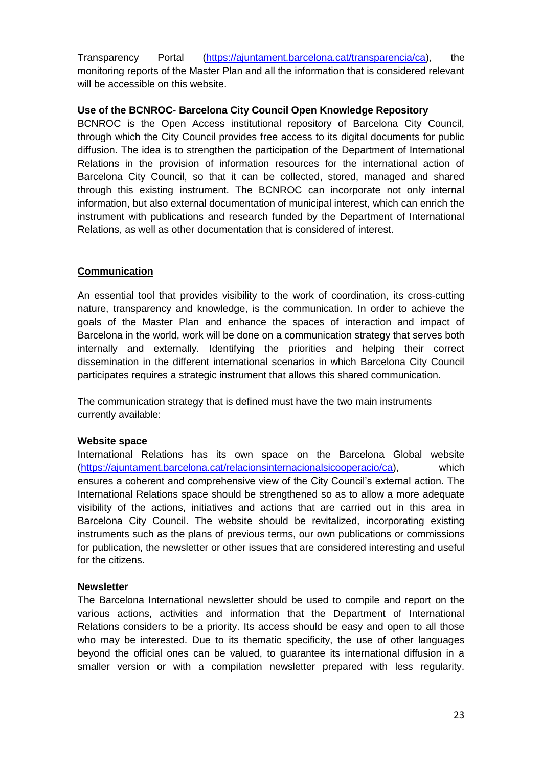Transparency Portal (https://ajuntament.barcelona.cat/transparencia/ca), the monitoring reports of the Master Plan and all the information that is considered relevant will be accessible on this website.

**Use of the BCNROC- Barcelona City Council Open Knowledge Repository**

BCNROC is the Open Access institutional repository of Barcelona City Council, through which the City Council provides free access to its digital documents for public diffusion. The idea is to strengthen the participation of the Department of International Relations in the provision of information resources for the international action of Barcelona City Council, so that it can be collected, stored, managed and shared through this existing instrument. The BCNROC can incorporate not only internal information, but also external documentation of municipal interest, which can enrich the instrument with publications and research funded by the Department of International Relations, as well as other documentation that is considered of interest.

## Communication

An essential tool that provides visibility to the work of coordination, its cross-cutting nature, transparency and knowledge, is the communication. In order to achieve the goals of the Master Plan and enhance the spaces of interaction and impact of Barcelona in the world, work will be done on a communication strategy that serves both internally and externally. Identifying the priorities and helping their correct dissemination in the different international scenarios in which Barcelona City Council participates requires a strategic instrument that allows this shared communication.

The communication strategy that is defined must have the two main instruments currently available:

**Website space**

International Relations has its own space on the Barcelona Global website (https://ajuntament.barcelona.cat/relacionsinternacionalsicooperacio/ca), which ensures a coherent and comprehensive view of the City Council's external action. The International Relations space should be strengthened so as to allow a more adequate visibility of the actions, initiatives and actions that are carried out in this area in Barcelona City Council. The website should be revitalized, incorporating existing instruments such as the plans of previous terms, our own publications or commissions for publication, the newsletter or other issues that are considered interesting and useful for the citizens.

**Newsletter**

The Barcelona International newsletter should be used to compile and report on the various actions, activities and information that the Department of International Relations considers to be a priority. Its access should be easy and open to all those who may be interested. Due to its thematic specificity, the use of other languages beyond the official ones can be valued, to guarantee its international diffusion in a smaller version or with a compilation newsletter prepared with less regularity.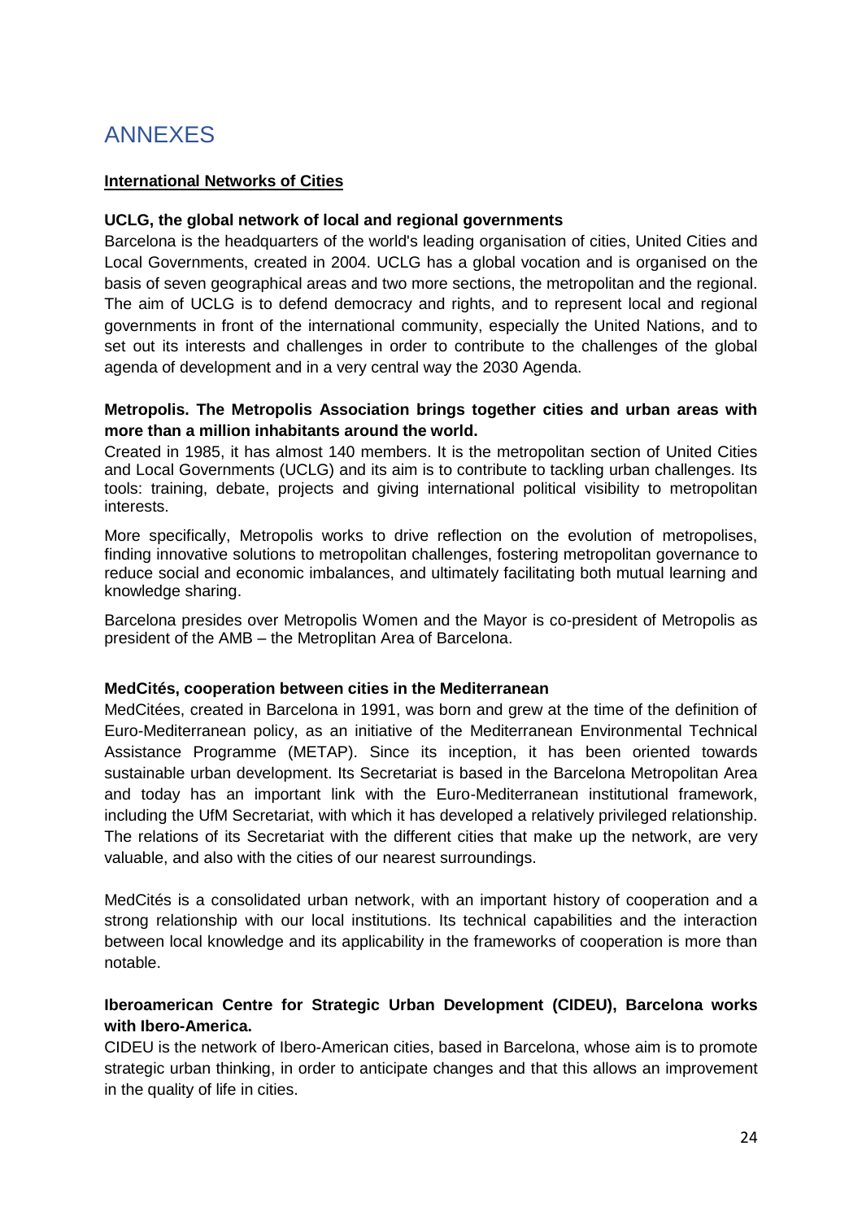# ANNEXES

**International Networks of Cities**

**UCLG, the global network of local and regional governments**

Barcelona is the headquarters of the world's leading organisation of cities, United Cities and Local Governments, created in 2004. UCLG has a global vocation and is organised on the basis of seven geographical areas and two more sections, the metropolitan and the regional. The aim of UCLG is to defend democracy and rights, and to represent local and regional governments in front of the international community, especially the United Nations, and to set out its interests and challenges in order to contribute to the challenges of the global agenda of development and in a very central way the 2030 Agenda.

**Metropolis. The Metropolis Association brings together cities and urban areas with more than a million inhabitants around the world.**

Created in 1985, it has almost 140 members. It is the metropolitan section of United Cities and Local Governments (UCLG) and its aim is to contribute to tackling urban challenges. Its tools: training, debate, projects and giving international political visibility to metropolitan interests.

More specifically, Metropolis works to drive reflection on the evolution of metropolises, finding innovative solutions to metropolitan challenges, fostering metropolitan governance to reduce social and economic imbalances, and ultimately facilitating both mutual learning and knowledge sharing.

Barcelona presides over Metropolis Women and the Mayor is co-president of Metropolis as president of the AMB – the Metroplitan Area of Barcelona.

**MedCités, cooperation between cities in the Mediterranean**

MedCitées, created in Barcelona in 1991, was born and grew at the time of the definition of Euro-Mediterranean policy, as an initiative of the Mediterranean Environmental Technical Assistance Programme (METAP). Since its inception, it has been oriented towards sustainable urban development. Its Secretariat is based in the Barcelona Metropolitan Area and today has an important link with the Euro-Mediterranean institutional framework, including the UfM Secretariat, with which it has developed a relatively privileged relationship. The relations of its Secretariat with the different cities that make up the network, are very valuable, and also with the cities of our nearest surroundings.

MedCités is a consolidated urban network, with an important history of cooperation and a strong relationship with our local institutions. Its technical capabilities and the interaction between local knowledge and its applicability in the frameworks of cooperation is more than notable.

**Iberoamerican Centre for Strategic Urban Development (CIDEU), Barcelona works with Ibero-America.**

CIDEU is the network of Ibero-American cities, based in Barcelona, whose aim is to promote strategic urban thinking, in order to anticipate changes and that this allows an improvement in the quality of life in cities.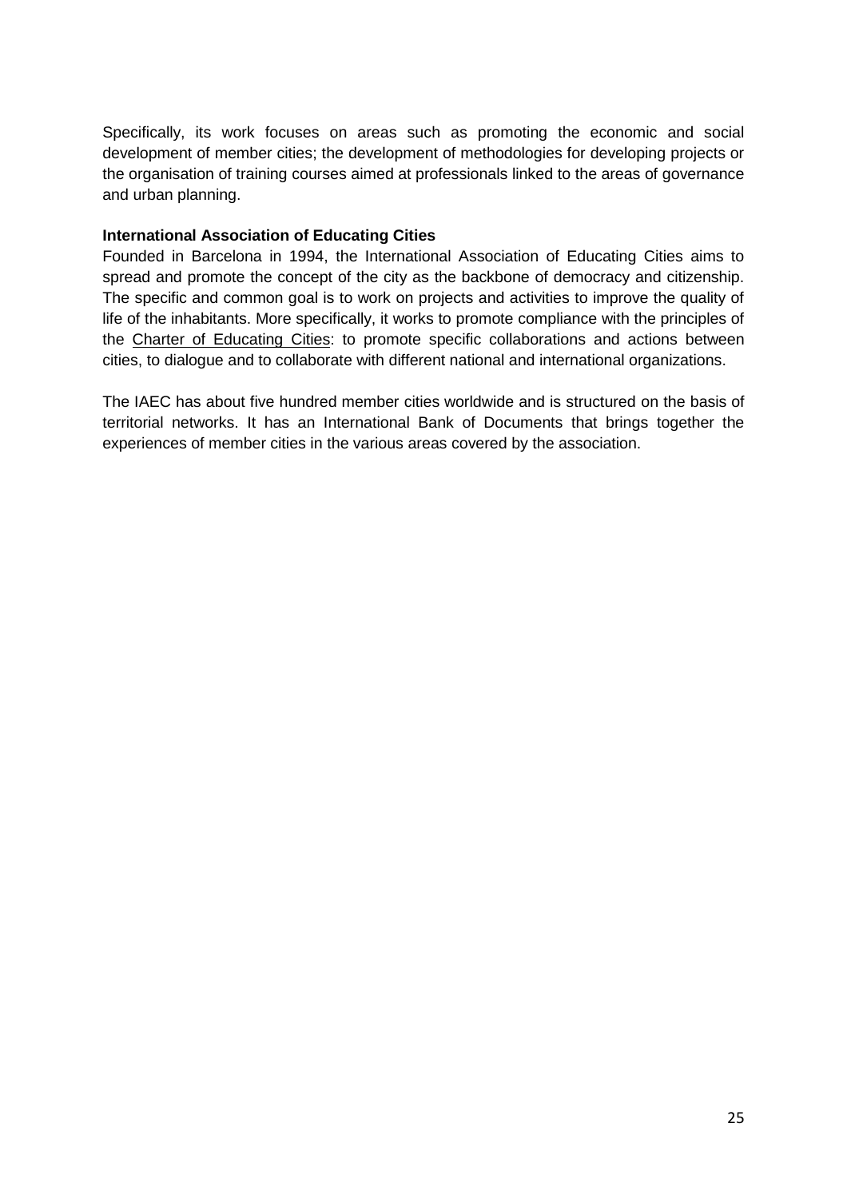Specifically, its work focuses on areas such as promoting the economic and social development of member cities; the development of methodologies for developing projects or the organisation of training courses aimed at professionals linked to the areas of governance and urban planning.

**International Association of Educating Cities**

Founded in Barcelona in 1994, the International Association of Educating Cities aims to spread and promote the concept of the city as the backbone of democracy and citizenship. The specific and common goal is to work on projects and activities to improve the quality of life of the inhabitants. More specifically, it works to promote compliance with the principles of the Charter of Educating Cities: to promote specific collaborations and actions between cities, to dialogue and to collaborate with different national and international organizations.

The IAEC has about five hundred member cities worldwide and is structured on the basis of territorial networks. It has an International Bank of Documents that brings together the experiences of member cities in the various areas covered by the association.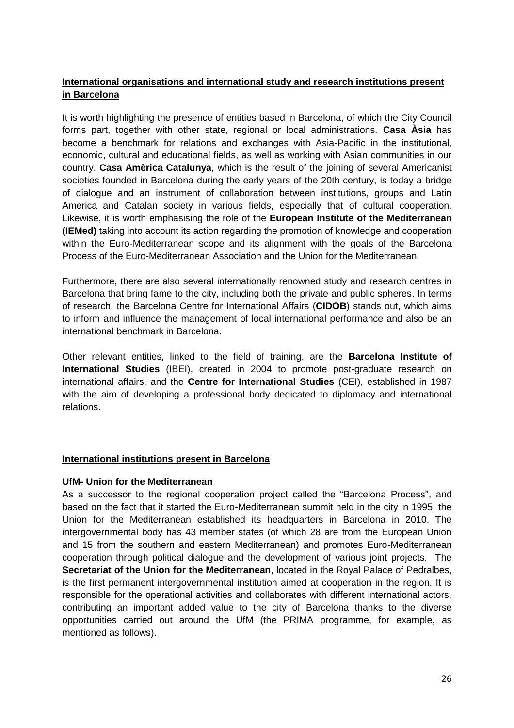## International organisations and international study and research institutions present in Barcelona

It is worth highlighting the presence of entities based in Barcelona, of which the City Council forms part, together with other state, regional or local administrations. **Casa Àsia** has become a benchmark for relations and exchanges with Asia-Pacific in the institutional, economic, cultural and educational fields, as well as working with Asian communities in our country. **Casa Amèrica Catalunya**, which is the result of the joining of several Americanist societies founded in Barcelona during the early years of the 20th century, is today a bridge of dialogue and an instrument of collaboration between institutions, groups and Latin America and Catalan society in various fields, especially that of cultural cooperation. Likewise, it is worth emphasising the role of the **European Institute of the Mediterranean (IEMed)** taking into account its action regarding the promotion of knowledge and cooperation within the Euro-Mediterranean scope and its alignment with the goals of the Barcelona Process of the Euro-Mediterranean Association and the Union for the Mediterranean.

Furthermore, there are also several internationally renowned study and research centres in Barcelona that bring fame to the city, including both the private and public spheres. In terms of research, the Barcelona Centre for International Affairs (**CIDOB**) stands out, which aims to inform and influence the management of local international performance and also be an international benchmark in Barcelona.

Other relevant entities, linked to the field of training, are the **Barcelona Institute of International Studies** (IBEI), created in 2004 to promote post-graduate research on international affairs, and the **Centre for International Studies** (CEI), established in 1987 with the aim of developing a professional body dedicated to diplomacy and international relations.

## International institutions present in Barcelona

### UfM- Union for the Mediterranean

As a successor to the regional cooperation project called the "Barcelona Process", and based on the fact that it started the Euro-Mediterranean summit held in the city in 1995, the Union for the Mediterranean established its headquarters in Barcelona in 2010. The intergovernmental body has 43 member states (of which 28 are from the European Union and 15 from the southern and eastern Mediterranean) and promotes Euro-Mediterranean cooperation through political dialogue and the development of various joint projects. The **Secretariat of the Union for the Mediterranean**, located in the Royal Palace of Pedralbes, is the first permanent intergovernmental institution aimed at cooperation in the region. It is responsible for the operational activities and collaborates with different international actors, contributing an important added value to the city of Barcelona thanks to the diverse opportunities carried out around the UfM (the PRIMA programme, for example, as mentioned as follows).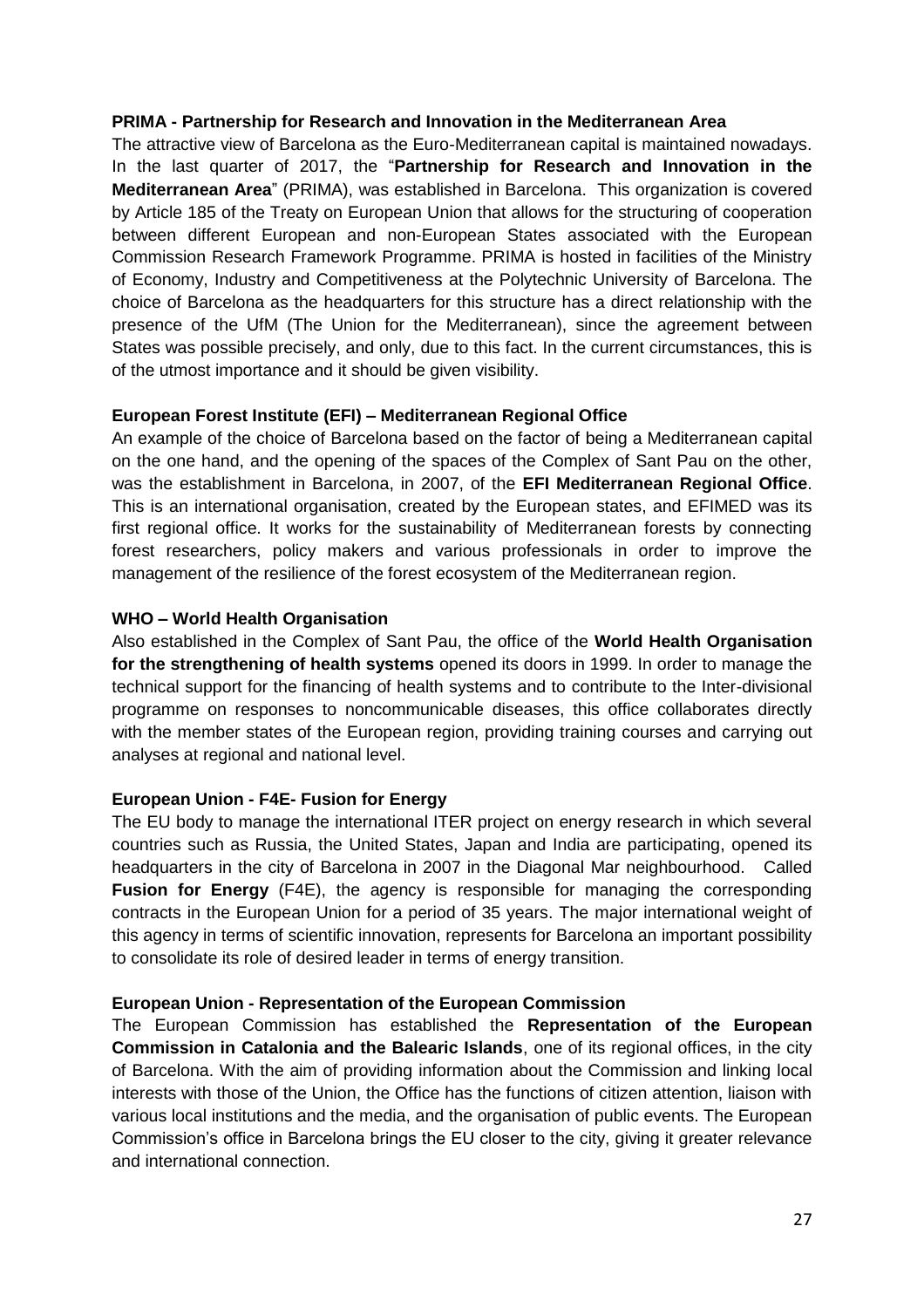**PRIMA - Partnership for Research and Innovation in the Mediterranean Area**

The attractive view of Barcelona as the Euro-Mediterranean capital is maintained nowadays. In the last quarter of 2017, the "**Partnership for Research and Innovation in the Mediterranean Area**" (PRIMA), was established in Barcelona. This organization is covered by Article 185 of the Treaty on European Union that allows for the structuring of cooperation between different European and non-European States associated with the European Commission Research Framework Programme. PRIMA is hosted in facilities of the Ministry of Economy, Industry and Competitiveness at the Polytechnic University of Barcelona. The choice of Barcelona as the headquarters for this structure has a direct relationship with the presence of the UfM (The Union for the Mediterranean), since the agreement between States was possible precisely, and only, due to this fact. In the current circumstances, this is of the utmost importance and it should be given visibility.

**European Forest Institute (EFI) – Mediterranean Regional Office**

An example of the choice of Barcelona based on the factor of being a Mediterranean capital on the one hand, and the opening of the spaces of the Complex of Sant Pau on the other, was the establishment in Barcelona, in 2007, of the **EFI Mediterranean Regional Office**. This is an international organisation, created by the European states, and EFIMED was its first regional office. It works for the sustainability of Mediterranean forests by connecting forest researchers, policy makers and various professionals in order to improve the management of the resilience of the forest ecosystem of the Mediterranean region.

**WHO – World Health Organisation**

Also established in the Complex of Sant Pau, the office of the **World Health Organisation for the strengthening of health systems** opened its doors in 1999. In order to manage the technical support for the financing of health systems and to contribute to the Inter-divisional programme on responses to noncommunicable diseases, this office collaborates directly with the member states of the European region, providing training courses and carrying out analyses at regional and national level.

**European Union - F4E- Fusion for Energy**

The EU body to manage the international ITER project on energy research in which several countries such as Russia, the United States, Japan and India are participating, opened its headquarters in the city of Barcelona in 2007 in the Diagonal Mar neighbourhood. Called **Fusion for Energy** (F4E), the agency is responsible for managing the corresponding contracts in the European Union for a period of 35 years. The major international weight of this agency in terms of scientific innovation, represents for Barcelona an important possibility to consolidate its role of desired leader in terms of energy transition.

**European Union - Representation of the European Commission**

The European Commission has established the **Representation of the European Commission in Catalonia and the Balearic Islands**, one of its regional offices, in the city of Barcelona. With the aim of providing information about the Commission and linking local interests with those of the Union, the Office has the functions of citizen attention, liaison with various local institutions and the media, and the organisation of public events. The European Commission's office in Barcelona brings the EU closer to the city, giving it greater relevance and international connection.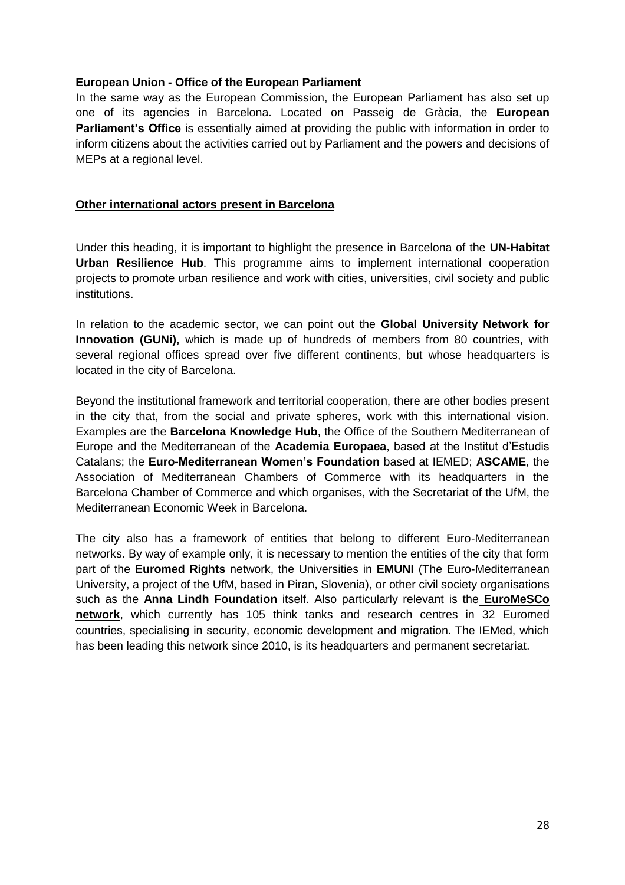**European Union - Office of the European Parliament**

In the same way as the European Commission, the European Parliament has also set up one of its agencies in Barcelona. Located on Passeig de Gràcia, the **European Parliament's Office** is essentially aimed at providing the public with information in order to inform citizens about the activities carried out by Parliament and the powers and decisions of MEPs at a regional level.

## Other international actors present in Barcelona

Under this heading, it is important to highlight the presence in Barcelona of the **UN-Habitat Urban Resilience Hub**. This programme aims to implement international cooperation projects to promote urban resilience and work with cities, universities, civil society and public institutions.

In relation to the academic sector, we can point out the **Global University Network for Innovation (GUNi),** which is made up of hundreds of members from 80 countries, with several regional offices spread over five different continents, but whose headquarters is located in the city of Barcelona.

Beyond the institutional framework and territorial cooperation, there are other bodies present in the city that, from the social and private spheres, work with this international vision. Examples are the **Barcelona Knowledge Hub**, the Office of the Southern Mediterranean of Europe and the Mediterranean of the **Academia Europaea**, based at the Institut d'Estudis Catalans; the **Euro-Mediterranean Women's Foundation** based at IEMED; **ASCAME**, the Association of Mediterranean Chambers of Commerce with its headquarters in the Barcelona Chamber of Commerce and which organises, with the Secretariat of the UfM, the Mediterranean Economic Week in Barcelona.

The city also has a framework of entities that belong to different Euro-Mediterranean networks. By way of example only, it is necessary to mention the entities of the city that form part of the **Euromed Rights** network, the Universities in **EMUNI** (The Euro-Mediterranean University, a project of the UfM, based in Piran, Slovenia), or other civil society organisations such as the **Anna Lindh Foundation** itself. Also particularly relevant is the **EuroMeSCo network**, which currently has 105 think tanks and research centres in 32 Euromed countries, specialising in security, economic development and migration. The IEMed, which has been leading this network since 2010, is its headquarters and permanent secretariat.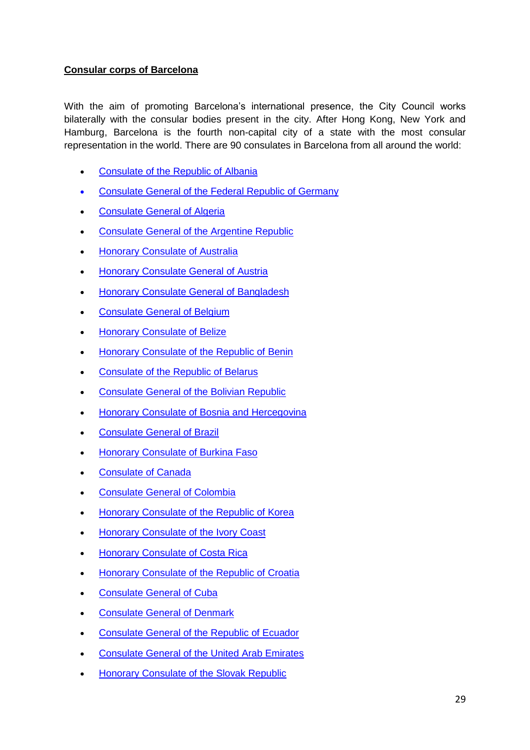**Consular corps of Barcelona**

With the aim of promoting Barcelona's international presence, the City Council works bilaterally with the consular bodies present in the city. After Hong Kong, New York and Hamburg, Barcelona is the fourth non-capital city of a state with the most consular representation in the world. There are 90 consulates in Barcelona from all around the world:

- Consulate of the Republic of Albania
- Consulate General of the Federal Republic of Germany
- Consulate General of Algeria
- Consulate General of the Argentine Republic
- Honorary Consulate of Australia
- Honorary Consulate General of Austria
- Honorary Consulate General of Bangladesh
- Consulate General of Belgium
- Honorary Consulate of Belize
- Honorary Consulate of the Republic of Benin
- Consulate of the Republic of Belarus
- Consulate General of the Bolivian Republic
- Honorary Consulate of Bosnia and Hercegovina
- Consulate General of Brazil
- Honorary Consulate of Burkina Faso
- Consulate of Canada
- Consulate General of Colombia
- Honorary Consulate of the Republic of Korea
- Honorary Consulate of the Ivory Coast
- Honorary Consulate of Costa Rica
- Honorary Consulate of the Republic of Croatia
- Consulate General of Cuba
- Consulate General of Denmark
- Consulate General of the Republic of Ecuador
- Consulate General of the United Arab Emirates
- Honorary Consulate of the Slovak Republic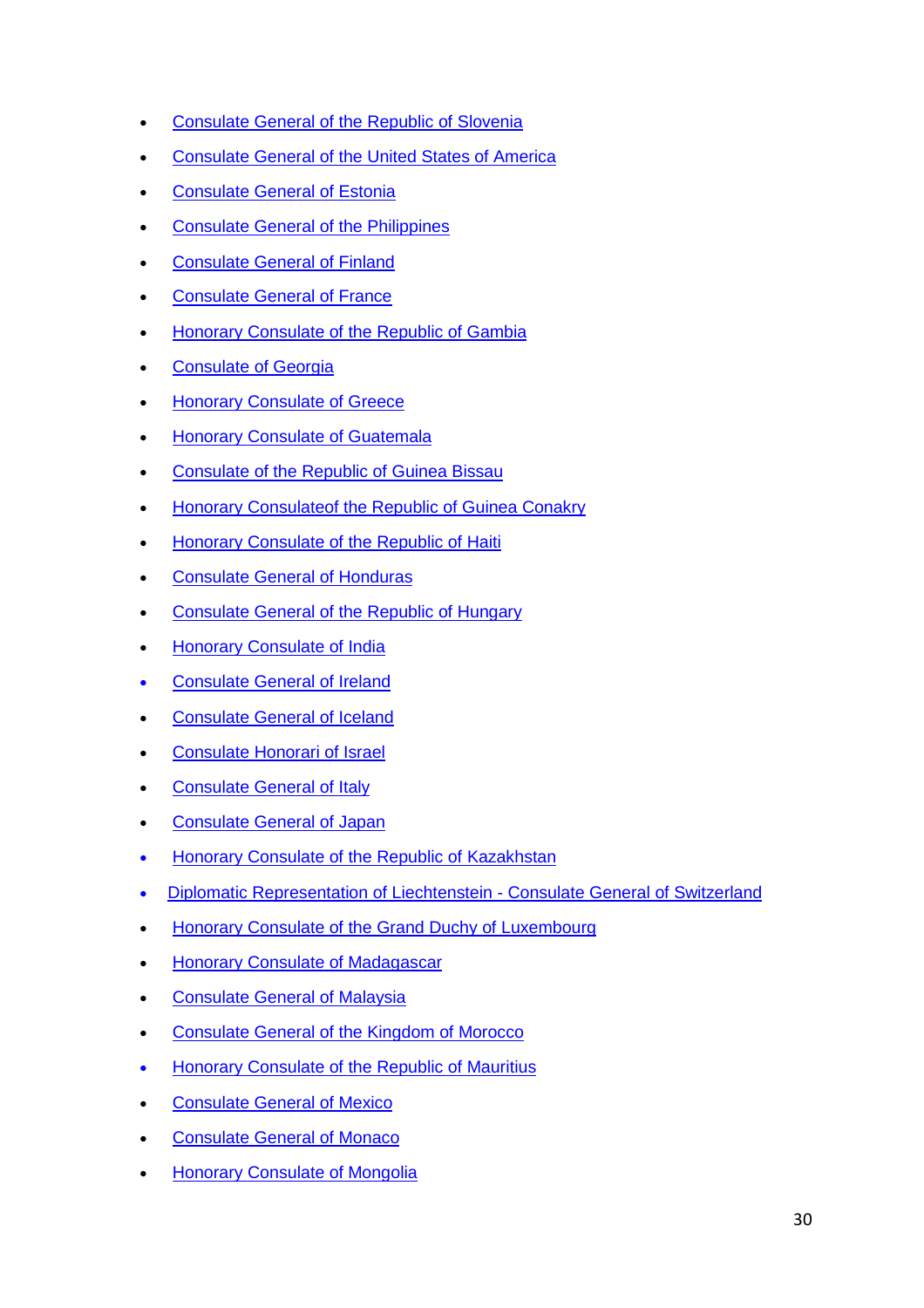- Consulate General of the Republic of Slovenia
- Consulate General of the United States of America
- Consulate General of Estonia
- Consulate General of the Philippines
- Consulate General of Finland
- Consulate General of France
- Honorary Consulate of the Republic of Gambia
- Consulate of Georgia
- Honorary Consulate of Greece
- Honorary Consulate of Guatemala
- Consulate of the Republic of Guinea Bissau
- Honorary Consulateof the Republic of Guinea Conakry
- Honorary Consulate of the Republic of Haiti
- Consulate General of Honduras
- Consulate General of the Republic of Hungary
- Honorary Consulate of India
- Consulate General of Ireland
- Consulate General of Iceland
- Consulate Honorari of Israel
- Consulate General of Italy
- Consulate General of Japan
- Honorary Consulate of the Republic of Kazakhstan
- Diplomatic Representation of Liechtenstein - Consulate General of Switzerland
- Honorary Consulate of the Grand Duchy of Luxembourg
- Honorary Consulate of Madagascar
- Consulate General of Malaysia
- Consulate General of the Kingdom of Morocco
- Honorary Consulate of the Republic of Mauritius
- Consulate General of Mexico
- Consulate General of Monaco
- Honorary Consulate of Mongolia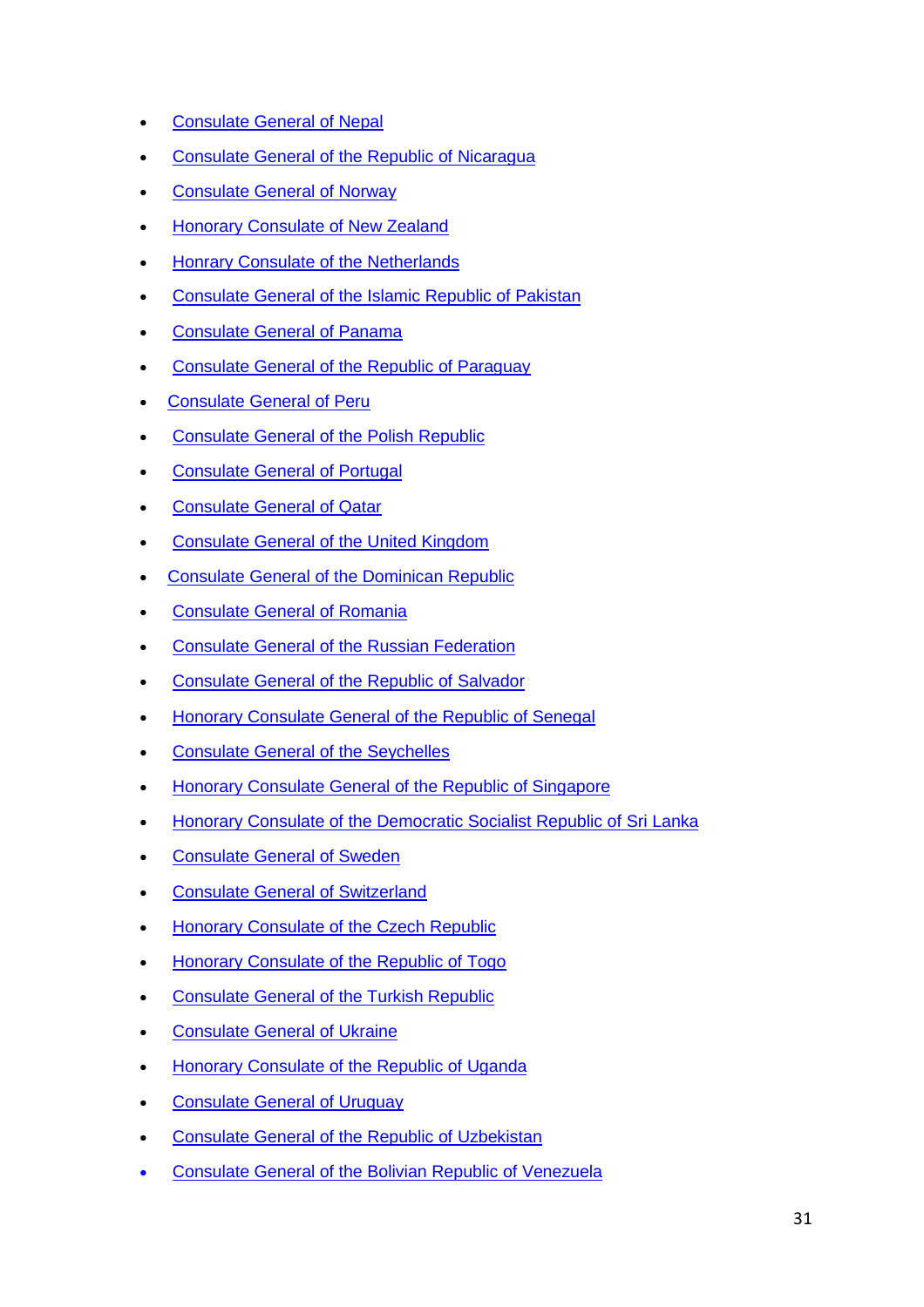- Consulate General of Nepal
- Consulate General of the Republic of Nicaragua
- Consulate General of Norway
- Honorary Consulate of New Zealand
- Honrary Consulate of the Netherlands
- Consulate General of the Islamic Republic of Pakistan
- Consulate General of Panama
- Consulate General of the Republic of Paraguay
- Consulate General of Peru
- Consulate General of the Polish Republic
- Consulate General of Portugal
- Consulate General of Qatar
- Consulate General of the United Kingdom
- Consulate General of the Dominican Republic
- Consulate General of Romania
- Consulate General of the Russian Federation
- Consulate General of the Republic of Salvador
- Honorary Consulate General of the Republic of Senegal
- Consulate General of the Seychelles
- Honorary Consulate General of the Republic of Singapore
- Honorary Consulate of the Democratic Socialist Republic of Sri Lanka
- Consulate General of Sweden
- Consulate General of Switzerland
- Honorary Consulate of the Czech Republic
- Honorary Consulate of the Republic of Togo
- Consulate General of the Turkish Republic
- Consulate General of Ukraine
- Honorary Consulate of the Republic of Uganda
- Consulate General of Uruguay
- Consulate General of the Republic of Uzbekistan
- Consulate General of the Bolivian Republic of Venezuela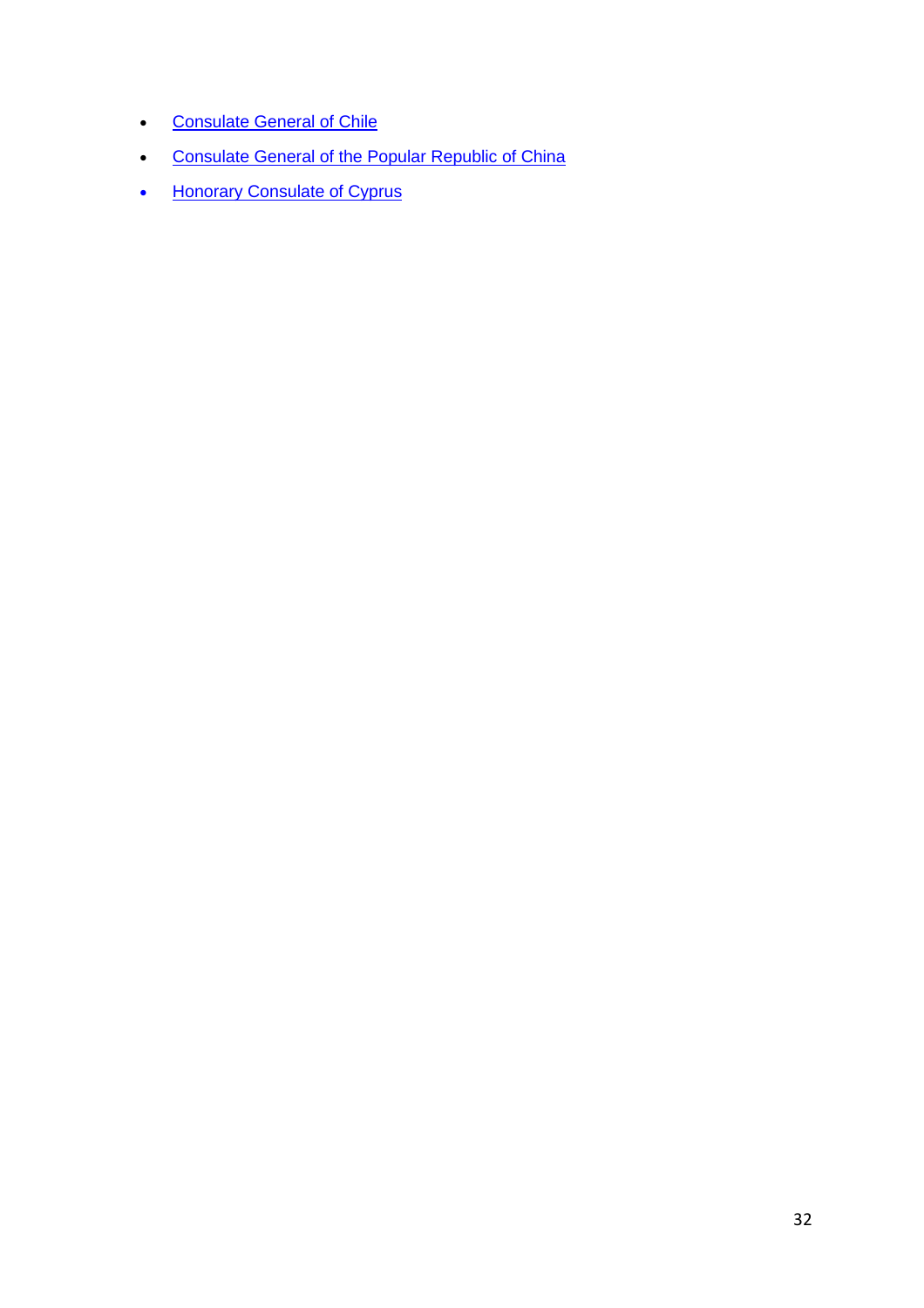- Consulate General of Chile
- Consulate General of the Popular Republic of China
- Honorary Consulate of Cyprus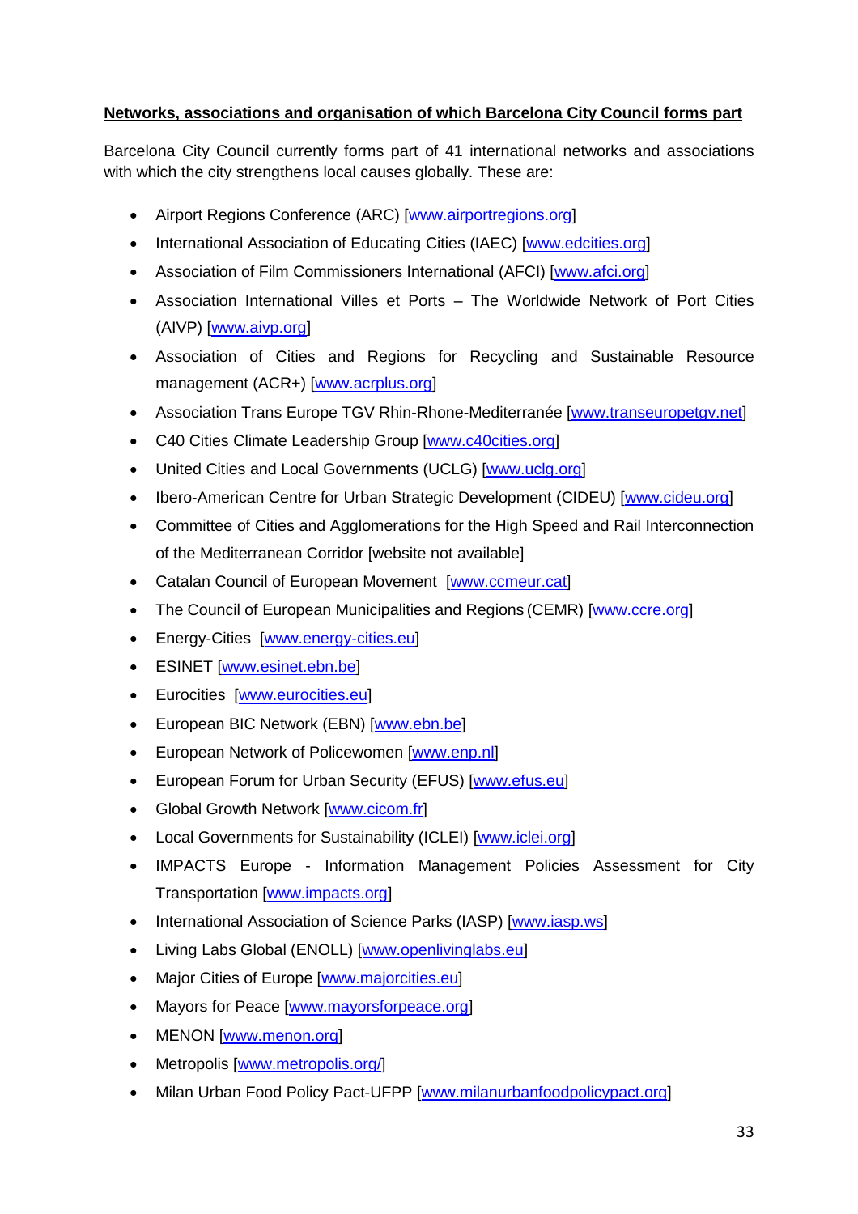**Networks, associations and organisation of which Barcelona City Council forms part**

Barcelona City Council currently forms part of 41 international networks and associations with which the city strengthens local causes globally. These are:

- Airport Regions Conference (ARC) [www.airportregions.org]
- International Association of Educating Cities (IAEC) [www.edcities.org]
- Association of Film Commissioners International (AFCI) [www.afci.org]
- Association International Villes et Ports – The Worldwide Network of Port Cities (AIVP) [www.aivp.org]
- Association of Cities and Regions for Recycling and Sustainable Resource management (ACR+) [www.acrplus.org]
- Association Trans Europe TGV Rhin-Rhone-Mediterranée [www.transeuropetgv.net]
- C40 Cities Climate Leadership Group [www.c40cities.org]
- United Cities and Local Governments (UCLG) [www.uclg.org]
- Ibero-American Centre for Urban Strategic Development (CIDEU) [www.cideu.org]
- Committee of Cities and Agglomerations for the High Speed and Rail Interconnection of the Mediterranean Corridor [website not available]
- Catalan Council of European Movement [www.ccmeur.cat]
- The Council of European Municipalities and Regions (CEMR) [www.ccre.org]
- Energy-Cities [www.energy-cities.eu]
- ESINET [www.esinet.ebn.be]
- Eurocities [www.eurocities.eu]
- European BIC Network (EBN) [www.ebn.be]
- European Network of Policewomen [www.enp.nl]
- European Forum for Urban Security (EFUS) [www.efus.eu]
- Global Growth Network [www.cicom.fr]
- Local Governments for Sustainability (ICLEI) [www.iclei.org]
- IMPACTS Europe - Information Management Policies Assessment for City Transportation [www.impacts.org]
- International Association of Science Parks (IASP) [www.iasp.ws]
- Living Labs Global (ENOLL) [www.openlivinglabs.eu]
- Major Cities of Europe [www.majorcities.eu]
- Mayors for Peace [www.mayorsforpeace.org]
- MENON [www.menon.org]
- Metropolis [www.metropolis.org/]
- Milan Urban Food Policy Pact-UFPP [www.milanurbanfoodpolicypact.org]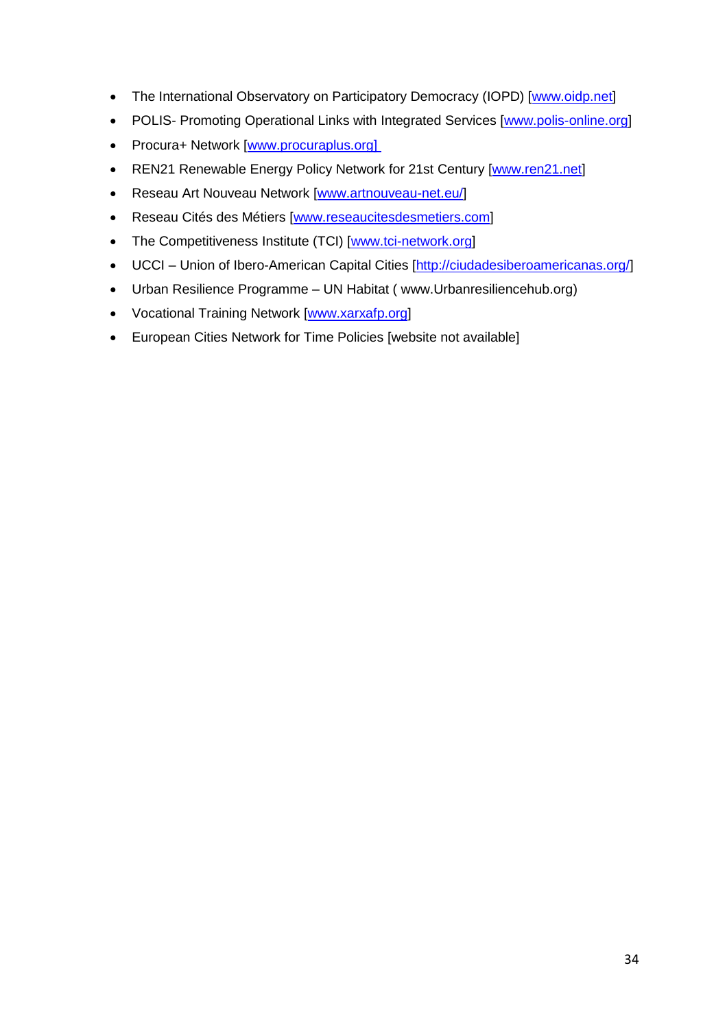- The International Observatory on Participatory Democracy (IOPD) [www.oidp.net]
- POLIS- Promoting Operational Links with Integrated Services [www.polis-online.org]
- Procura+ Network [www.procuraplus.org]
- REN21 Renewable Energy Policy Network for 21st Century [www.ren21.net]
- Reseau Art Nouveau Network [www.artnouveau-net.eu/]
- Reseau Cités des Métiers [www.reseaucitesdesmetiers.com]
- The Competitiveness Institute (TCI) [www.tci-network.org]
- UCCI – Union of Ibero-American Capital Cities [http://ciudadesiberoamericanas.org/]
- Urban Resilience Programme – UN Habitat ( www.Urbanresiliencehub.org)
- Vocational Training Network [www.xarxafp.org]
- European Cities Network for Time Policies [website not available]